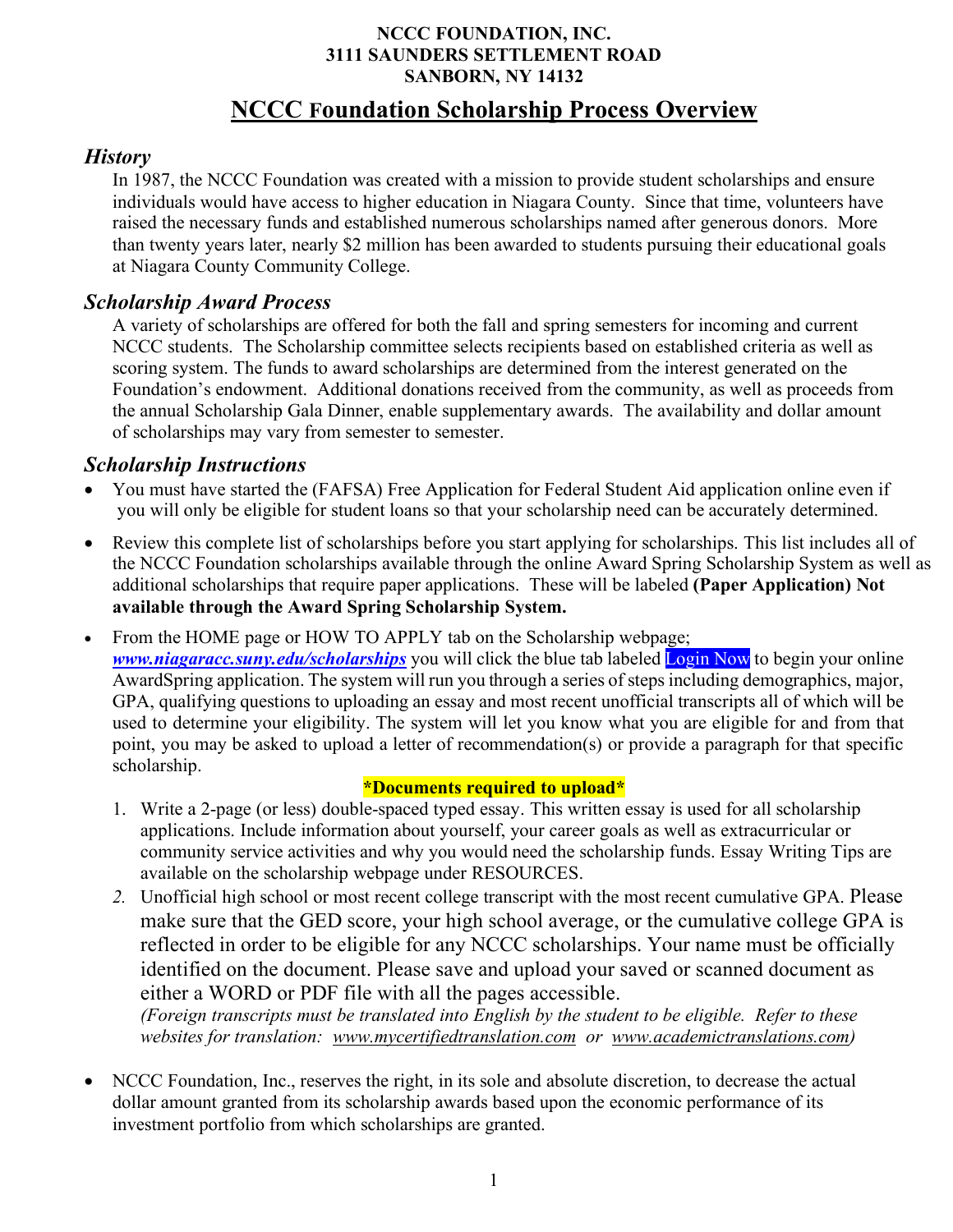**NCCC FOUNDATION, INC.**
**3111 SAUNDERS SETTLEMENT ROAD**
**SANBORN, NY 14132**

# NCCC Foundation Scholarship Process Overview

## *History*

In 1987, the NCCC Foundation was created with a mission to provide student scholarships and ensure individuals would have access to higher education in Niagara County. Since that time, volunteers have raised the necessary funds and established numerous scholarships named after generous donors. More than twenty years later, nearly $2 million has been awarded to students pursuing their educational goals at Niagara County Community College.

## *Scholarship Award Process*

A variety of scholarships are offered for both the fall and spring semesters for incoming and current NCCC students. The Scholarship committee selects recipients based on established criteria as well as scoring system. The funds to award scholarships are determined from the interest generated on the Foundation's endowment. Additional donations received from the community, as well as proceeds from the annual Scholarship Gala Dinner, enable supplementary awards. The availability and dollar amount of scholarships may vary from semester to semester.

## *Scholarship Instructions*

- You must have started the (FAFSA) Free Application for Federal Student Aid application online even if you will only be eligible for student loans so that your scholarship need can be accurately determined.
- Review this complete list of scholarships before you start applying for scholarships. This list includes all of the NCCC Foundation scholarships available through the online Award Spring Scholarship System as well as additional scholarships that require paper applications. These will be labeled **(Paper Application) Not available through the Award Spring Scholarship System.**
- From the HOME page or HOW TO APPLY tab on the Scholarship webpage; ***www.niagaracc.suny.edu/scholarships*** you will click the blue tab labeled Login Now to begin your online AwardSpring application. The system will run you through a series of steps including demographics, major, GPA, qualifying questions to uploading an essay and most recent unofficial transcripts all of which will be used to determine your eligibility. The system will let you know what you are eligible for and from that point, you may be asked to upload a letter of recommendation(s) or provide a paragraph for that specific scholarship.

**\*Documents required to upload\***

1. Write a 2-page (or less) double-spaced typed essay. This written essay is used for all scholarship applications. Include information about yourself, your career goals as well as extracurricular or community service activities and why you would need the scholarship funds. Essay Writing Tips are available on the scholarship webpage under RESOURCES.
2. Unofficial high school or most recent college transcript with the most recent cumulative GPA. Please make sure that the GED score, your high school average, or the cumulative college GPA is reflected in order to be eligible for any NCCC scholarships. Your name must be officially identified on the document. Please save and upload your saved or scanned document as either a WORD or PDF file with all the pages accessible.
   *(Foreign transcripts must be translated into English by the student to be eligible. Refer to these websites for translation: www.mycertifiedtranslation.com or www.academictranslations.com)*

- NCCC Foundation, Inc., reserves the right, in its sole and absolute discretion, to decrease the actual dollar amount granted from its scholarship awards based upon the economic performance of its investment portfolio from which scholarships are granted.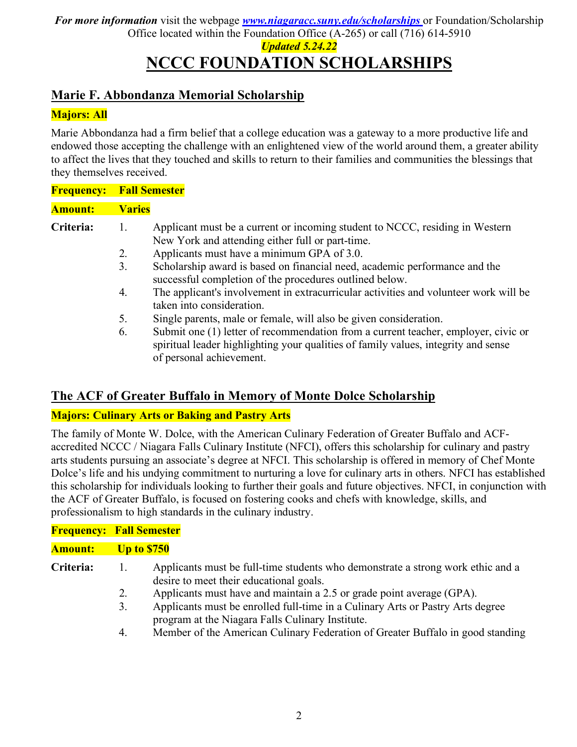*For more information* visit the webpage [www.niagaracc.suny.edu/scholarships](http://www.niagaracc.suny.edu/scholarships) or Foundation/Scholarship Office located within the Foundation Office (A-265) or call (716) 614-5910

*Updated 5.24.22*

# NCCC FOUNDATION SCHOLARSHIPS

## Marie F. Abbondanza Memorial Scholarship

**Majors: All**

Marie Abbondanza had a firm belief that a college education was a gateway to a more productive life and endowed those accepting the challenge with an enlightened view of the world around them, a greater ability to affect the lives that they touched and skills to return to their families and communities the blessings that they themselves received.

**Frequency: Fall Semester**

**Amount: Varies**

**Criteria:**

1. Applicant must be a current or incoming student to NCCC, residing in Western New York and attending either full or part-time.
2. Applicants must have a minimum GPA of 3.0.
3. Scholarship award is based on financial need, academic performance and the successful completion of the procedures outlined below.
4. The applicant's involvement in extracurricular activities and volunteer work will be taken into consideration.
5. Single parents, male or female, will also be given consideration.
6. Submit one (1) letter of recommendation from a current teacher, employer, civic or spiritual leader highlighting your qualities of family values, integrity and sense of personal achievement.

## The ACF of Greater Buffalo in Memory of Monte Dolce Scholarship

**Majors: Culinary Arts or Baking and Pastry Arts**

The family of Monte W. Dolce, with the American Culinary Federation of Greater Buffalo and ACF-accredited NCCC / Niagara Falls Culinary Institute (NFCI), offers this scholarship for culinary and pastry arts students pursuing an associate's degree at NFCI. This scholarship is offered in memory of Chef Monte Dolce's life and his undying commitment to nurturing a love for culinary arts in others. NFCI has established this scholarship for individuals looking to further their goals and future objectives. NFCI, in conjunction with the ACF of Greater Buffalo, is focused on fostering cooks and chefs with knowledge, skills, and professionalism to high standards in the culinary industry.

**Frequency: Fall Semester**

**Amount: Up to $750**

**Criteria:**

1. Applicants must be full-time students who demonstrate a strong work ethic and a desire to meet their educational goals.
2. Applicants must have and maintain a 2.5 or grade point average (GPA).
3. Applicants must be enrolled full-time in a Culinary Arts or Pastry Arts degree program at the Niagara Falls Culinary Institute.
4. Member of the American Culinary Federation of Greater Buffalo in good standing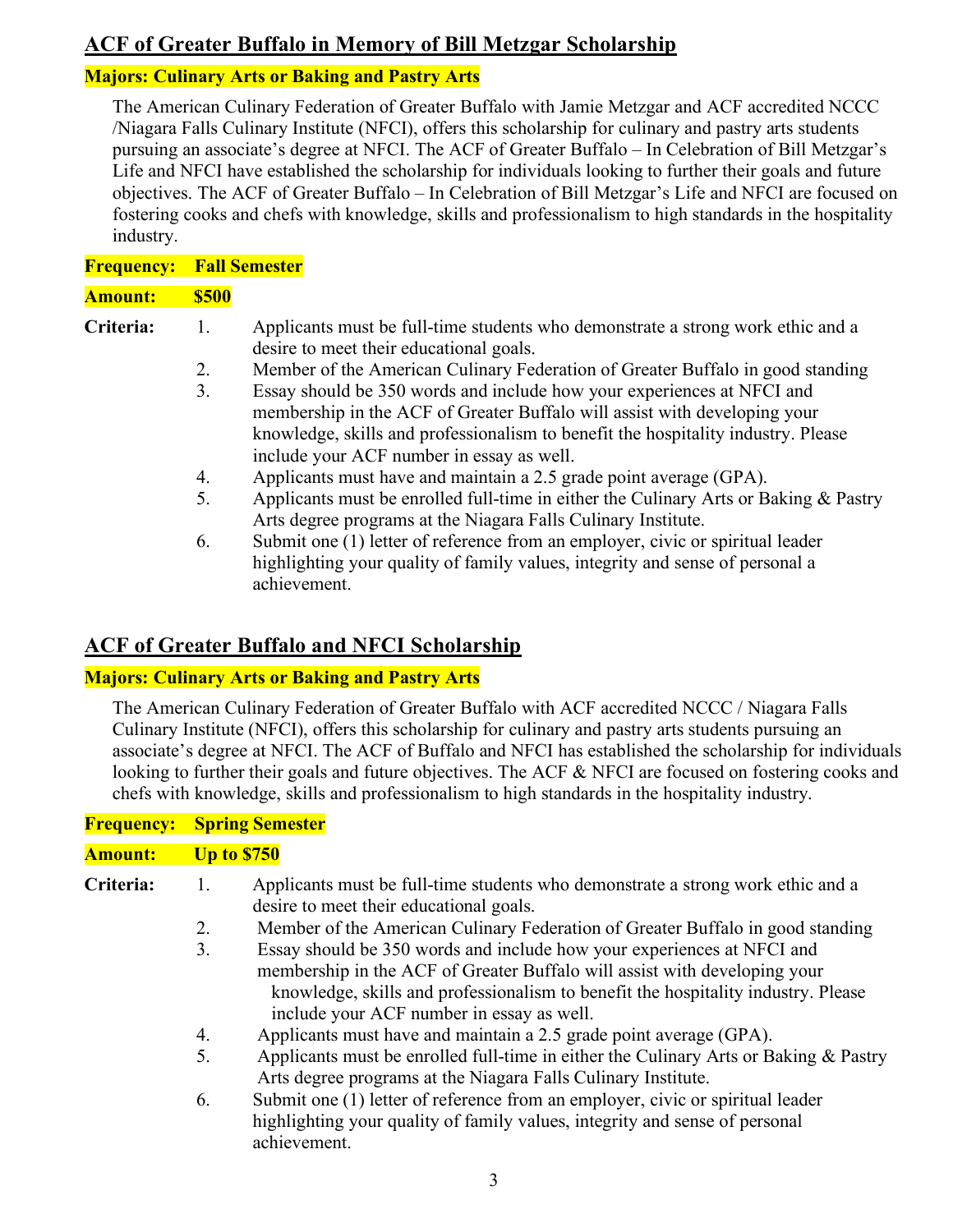## ACF of Greater Buffalo in Memory of Bill Metzgar Scholarship

**Majors: Culinary Arts or Baking and Pastry Arts**

The American Culinary Federation of Greater Buffalo with Jamie Metzgar and ACF accredited NCCC /Niagara Falls Culinary Institute (NFCI), offers this scholarship for culinary and pastry arts students pursuing an associate's degree at NFCI. The ACF of Greater Buffalo – In Celebration of Bill Metzgar's Life and NFCI have established the scholarship for individuals looking to further their goals and future objectives. The ACF of Greater Buffalo – In Celebration of Bill Metzgar's Life and NFCI are focused on fostering cooks and chefs with knowledge, skills and professionalism to high standards in the hospitality industry.

**Frequency: Fall Semester**

**Amount: $500**

**Criteria:**

1. Applicants must be full-time students who demonstrate a strong work ethic and a desire to meet their educational goals.
2. Member of the American Culinary Federation of Greater Buffalo in good standing
3. Essay should be 350 words and include how your experiences at NFCI and membership in the ACF of Greater Buffalo will assist with developing your knowledge, skills and professionalism to benefit the hospitality industry. Please include your ACF number in essay as well.
4. Applicants must have and maintain a 2.5 grade point average (GPA).
5. Applicants must be enrolled full-time in either the Culinary Arts or Baking & Pastry Arts degree programs at the Niagara Falls Culinary Institute.
6. Submit one (1) letter of reference from an employer, civic or spiritual leader highlighting your quality of family values, integrity and sense of personal a achievement.

## ACF of Greater Buffalo and NFCI Scholarship

**Majors: Culinary Arts or Baking and Pastry Arts**

The American Culinary Federation of Greater Buffalo with ACF accredited NCCC / Niagara Falls Culinary Institute (NFCI), offers this scholarship for culinary and pastry arts students pursuing an associate's degree at NFCI. The ACF of Buffalo and NFCI has established the scholarship for individuals looking to further their goals and future objectives. The ACF & NFCI are focused on fostering cooks and chefs with knowledge, skills and professionalism to high standards in the hospitality industry.

**Frequency: Spring Semester**

**Amount: Up to $750**

**Criteria:**

1. Applicants must be full-time students who demonstrate a strong work ethic and a desire to meet their educational goals.
2. Member of the American Culinary Federation of Greater Buffalo in good standing
3. Essay should be 350 words and include how your experiences at NFCI and membership in the ACF of Greater Buffalo will assist with developing your knowledge, skills and professionalism to benefit the hospitality industry. Please include your ACF number in essay as well.
4. Applicants must have and maintain a 2.5 grade point average (GPA).
5. Applicants must be enrolled full-time in either the Culinary Arts or Baking & Pastry Arts degree programs at the Niagara Falls Culinary Institute.
6. Submit one (1) letter of reference from an employer, civic or spiritual leader highlighting your quality of family values, integrity and sense of personal achievement.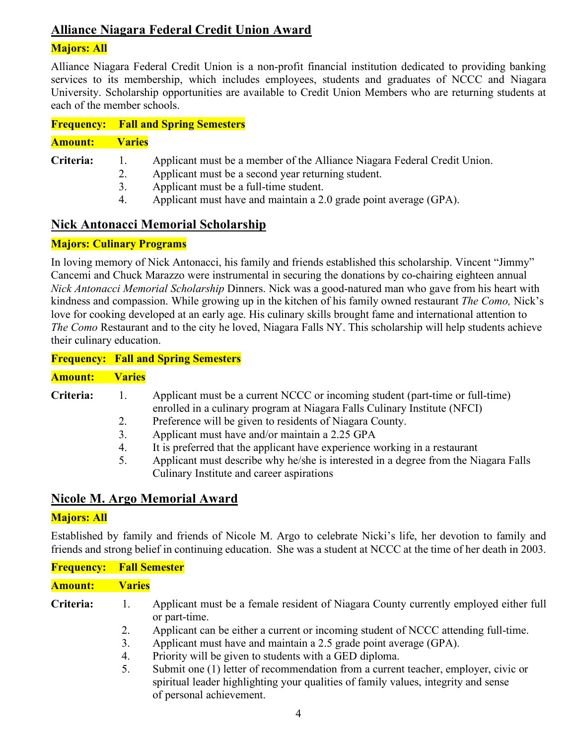## Alliance Niagara Federal Credit Union Award

**Majors: All**

Alliance Niagara Federal Credit Union is a non-profit financial institution dedicated to providing banking services to its membership, which includes employees, students and graduates of NCCC and Niagara University. Scholarship opportunities are available to Credit Union Members who are returning students at each of the member schools.

**Frequency: Fall and Spring Semesters**

**Amount: Varies**

**Criteria:**

1. Applicant must be a member of the Alliance Niagara Federal Credit Union.
2. Applicant must be a second year returning student.
3. Applicant must be a full-time student.
4. Applicant must have and maintain a 2.0 grade point average (GPA).

## Nick Antonacci Memorial Scholarship

**Majors: Culinary Programs**

In loving memory of Nick Antonacci, his family and friends established this scholarship. Vincent "Jimmy" Cancemi and Chuck Marazzo were instrumental in securing the donations by co-chairing eighteen annual *Nick Antonacci Memorial Scholarship* Dinners. Nick was a good-natured man who gave from his heart with kindness and compassion. While growing up in the kitchen of his family owned restaurant *The Como,* Nick's love for cooking developed at an early age. His culinary skills brought fame and international attention to *The Como* Restaurant and to the city he loved, Niagara Falls NY. This scholarship will help students achieve their culinary education.

**Frequency: Fall and Spring Semesters**

**Amount: Varies**

**Criteria:**

1. Applicant must be a current NCCC or incoming student (part-time or full-time) enrolled in a culinary program at Niagara Falls Culinary Institute (NFCI)
2. Preference will be given to residents of Niagara County.
3. Applicant must have and/or maintain a 2.25 GPA
4. It is preferred that the applicant have experience working in a restaurant
5. Applicant must describe why he/she is interested in a degree from the Niagara Falls Culinary Institute and career aspirations

## Nicole M. Argo Memorial Award

**Majors: All**

Established by family and friends of Nicole M. Argo to celebrate Nicki's life, her devotion to family and friends and strong belief in continuing education. She was a student at NCCC at the time of her death in 2003.

**Frequency: Fall Semester**

**Amount: Varies**

**Criteria:**

1. Applicant must be a female resident of Niagara County currently employed either full or part-time.
2. Applicant can be either a current or incoming student of NCCC attending full-time.
3. Applicant must have and maintain a 2.5 grade point average (GPA).
4. Priority will be given to students with a GED diploma.
5. Submit one (1) letter of recommendation from a current teacher, employer, civic or spiritual leader highlighting your qualities of family values, integrity and sense of personal achievement.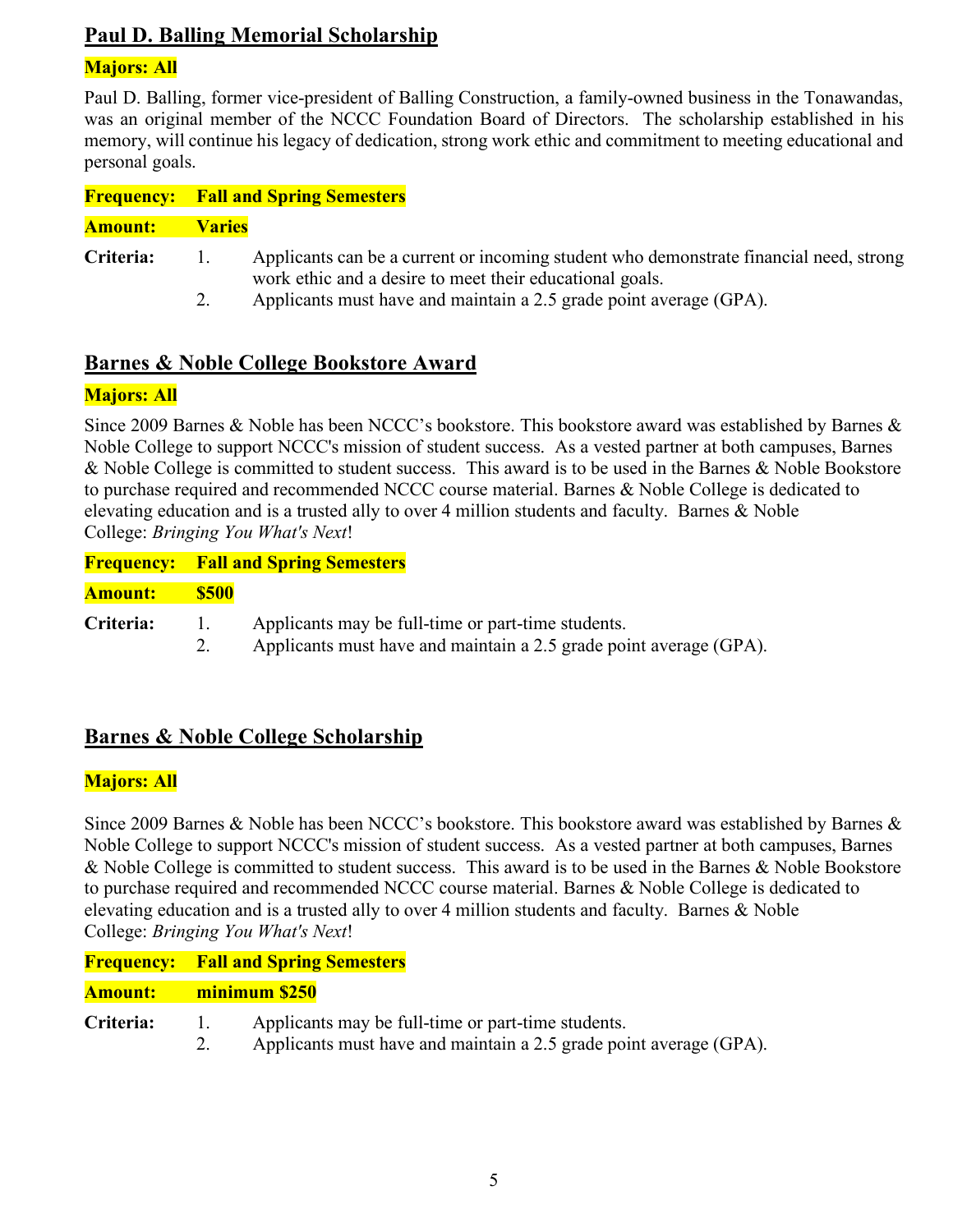## Paul D. Balling Memorial Scholarship

**Majors: All**

Paul D. Balling, former vice-president of Balling Construction, a family-owned business in the Tonawandas, was an original member of the NCCC Foundation Board of Directors. The scholarship established in his memory, will continue his legacy of dedication, strong work ethic and commitment to meeting educational and personal goals.

**Frequency: Fall and Spring Semesters**

**Amount: Varies**

**Criteria:**

1. Applicants can be a current or incoming student who demonstrate financial need, strong work ethic and a desire to meet their educational goals.
2. Applicants must have and maintain a 2.5 grade point average (GPA).

## Barnes & Noble College Bookstore Award

**Majors: All**

Since 2009 Barnes & Noble has been NCCC's bookstore. This bookstore award was established by Barnes & Noble College to support NCCC's mission of student success. As a vested partner at both campuses, Barnes & Noble College is committed to student success. This award is to be used in the Barnes & Noble Bookstore to purchase required and recommended NCCC course material. Barnes & Noble College is dedicated to elevating education and is a trusted ally to over 4 million students and faculty. Barnes & Noble College: *Bringing You What's Next*!

**Frequency: Fall and Spring Semesters**

**Amount: $500**

**Criteria:**

1. Applicants may be full-time or part-time students.
2. Applicants must have and maintain a 2.5 grade point average (GPA).

## Barnes & Noble College Scholarship

**Majors: All**

Since 2009 Barnes & Noble has been NCCC's bookstore. This bookstore award was established by Barnes & Noble College to support NCCC's mission of student success. As a vested partner at both campuses, Barnes & Noble College is committed to student success. This award is to be used in the Barnes & Noble Bookstore to purchase required and recommended NCCC course material. Barnes & Noble College is dedicated to elevating education and is a trusted ally to over 4 million students and faculty. Barnes & Noble College: *Bringing You What's Next*!

**Frequency: Fall and Spring Semesters**

**Amount: minimum $250**

**Criteria:**

1. Applicants may be full-time or part-time students.
2. Applicants must have and maintain a 2.5 grade point average (GPA).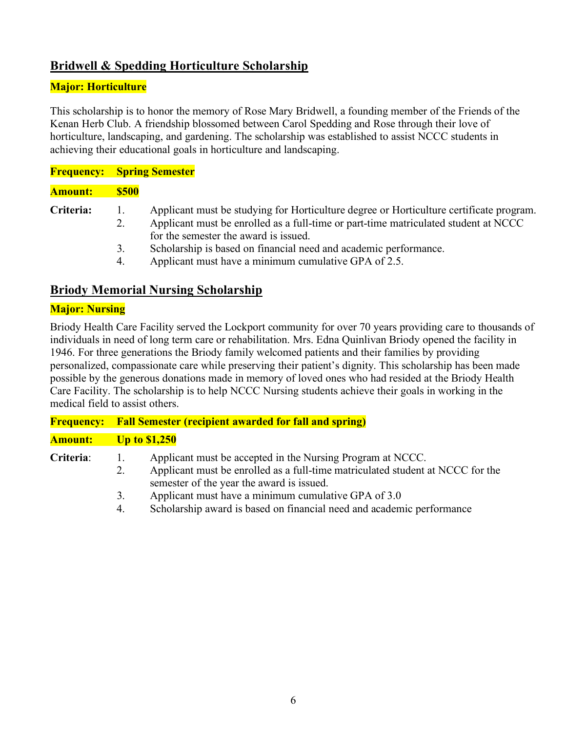## Bridwell & Spedding Horticulture Scholarship

**Major: Horticulture**

This scholarship is to honor the memory of Rose Mary Bridwell, a founding member of the Friends of the Kenan Herb Club. A friendship blossomed between Carol Spedding and Rose through their love of horticulture, landscaping, and gardening. The scholarship was established to assist NCCC students in achieving their educational goals in horticulture and landscaping.

**Frequency: Spring Semester**

**Amount: $500**

**Criteria:**

1. Applicant must be studying for Horticulture degree or Horticulture certificate program.
2. Applicant must be enrolled as a full-time or part-time matriculated student at NCCC for the semester the award is issued.
3. Scholarship is based on financial need and academic performance.
4. Applicant must have a minimum cumulative GPA of 2.5.

## Briody Memorial Nursing Scholarship

**Major: Nursing**

Briody Health Care Facility served the Lockport community for over 70 years providing care to thousands of individuals in need of long term care or rehabilitation. Mrs. Edna Quinlivan Briody opened the facility in 1946. For three generations the Briody family welcomed patients and their families by providing personalized, compassionate care while preserving their patient's dignity. This scholarship has been made possible by the generous donations made in memory of loved ones who had resided at the Briody Health Care Facility. The scholarship is to help NCCC Nursing students achieve their goals in working in the medical field to assist others.

**Frequency: Fall Semester (recipient awarded for fall and spring)**

**Amount: Up to $1,250**

**Criteria**:

1. Applicant must be accepted in the Nursing Program at NCCC.
2. Applicant must be enrolled as a full-time matriculated student at NCCC for the semester of the year the award is issued.
3. Applicant must have a minimum cumulative GPA of 3.0
4. Scholarship award is based on financial need and academic performance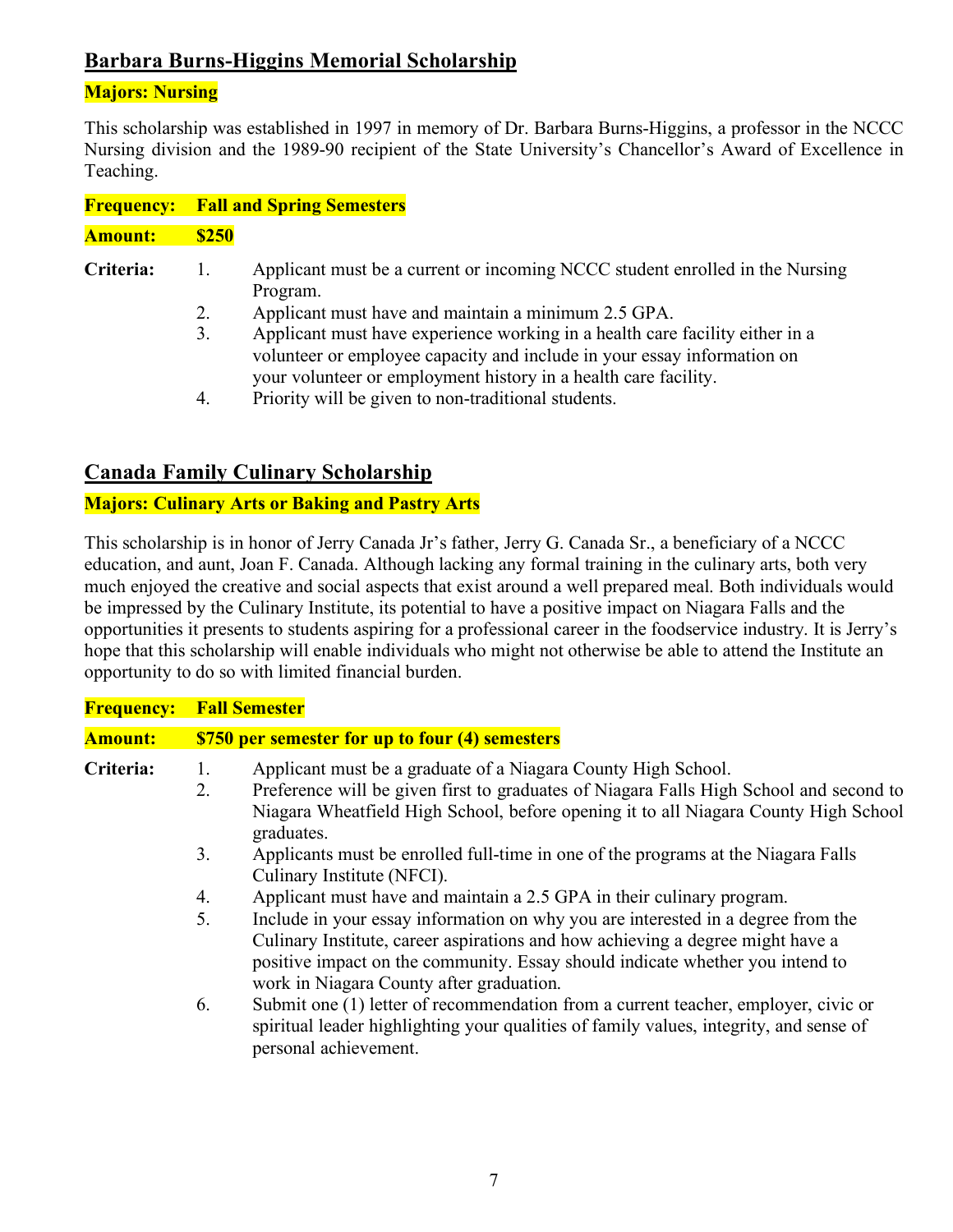## Barbara Burns-Higgins Memorial Scholarship

**Majors: Nursing**

This scholarship was established in 1997 in memory of Dr. Barbara Burns-Higgins, a professor in the NCCC Nursing division and the 1989-90 recipient of the State University's Chancellor's Award of Excellence in Teaching.

**Frequency: Fall and Spring Semesters**

**Amount: $250**

**Criteria:**

1. Applicant must be a current or incoming NCCC student enrolled in the Nursing Program.
2. Applicant must have and maintain a minimum 2.5 GPA.
3. Applicant must have experience working in a health care facility either in a volunteer or employee capacity and include in your essay information on your volunteer or employment history in a health care facility.
4. Priority will be given to non-traditional students.

## Canada Family Culinary Scholarship

**Majors: Culinary Arts or Baking and Pastry Arts**

This scholarship is in honor of Jerry Canada Jr's father, Jerry G. Canada Sr., a beneficiary of a NCCC education, and aunt, Joan F. Canada. Although lacking any formal training in the culinary arts, both very much enjoyed the creative and social aspects that exist around a well prepared meal. Both individuals would be impressed by the Culinary Institute, its potential to have a positive impact on Niagara Falls and the opportunities it presents to students aspiring for a professional career in the foodservice industry. It is Jerry's hope that this scholarship will enable individuals who might not otherwise be able to attend the Institute an opportunity to do so with limited financial burden.

**Frequency: Fall Semester**

**Amount: $750 per semester for up to four (4) semesters**

**Criteria:**

1. Applicant must be a graduate of a Niagara County High School.
2. Preference will be given first to graduates of Niagara Falls High School and second to Niagara Wheatfield High School, before opening it to all Niagara County High School graduates.
3. Applicants must be enrolled full-time in one of the programs at the Niagara Falls Culinary Institute (NFCI).
4. Applicant must have and maintain a 2.5 GPA in their culinary program.
5. Include in your essay information on why you are interested in a degree from the Culinary Institute, career aspirations and how achieving a degree might have a positive impact on the community. Essay should indicate whether you intend to work in Niagara County after graduation.
6. Submit one (1) letter of recommendation from a current teacher, employer, civic or spiritual leader highlighting your qualities of family values, integrity, and sense of personal achievement.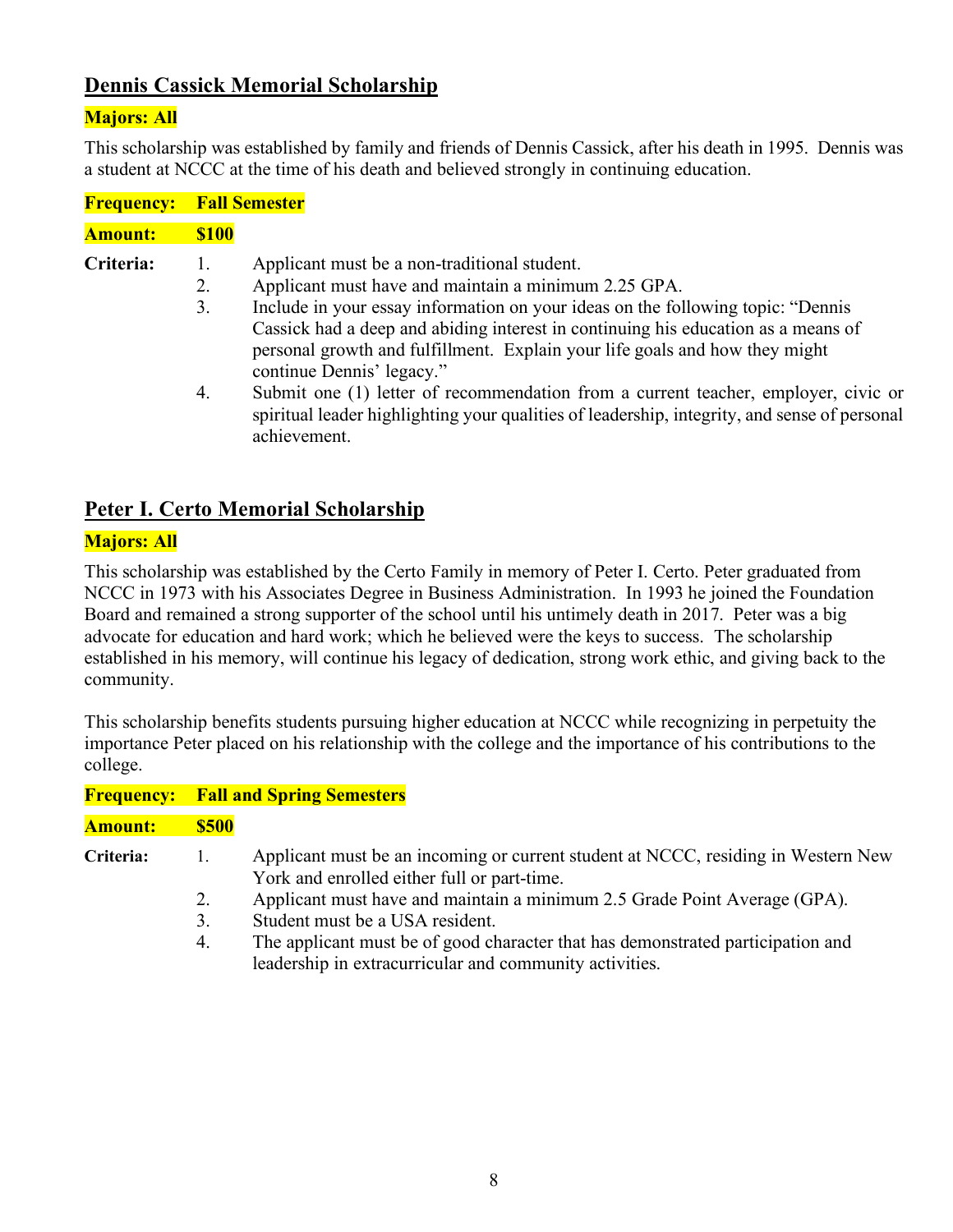## Dennis Cassick Memorial Scholarship

**Majors: All**

This scholarship was established by family and friends of Dennis Cassick, after his death in 1995. Dennis was a student at NCCC at the time of his death and believed strongly in continuing education.

**Frequency:** **Fall Semester**

**Amount:** **$100**

**Criteria:**

1. Applicant must be a non-traditional student.
2. Applicant must have and maintain a minimum 2.25 GPA.
3. Include in your essay information on your ideas on the following topic: "Dennis Cassick had a deep and abiding interest in continuing his education as a means of personal growth and fulfillment. Explain your life goals and how they might continue Dennis' legacy."
4. Submit one (1) letter of recommendation from a current teacher, employer, civic or spiritual leader highlighting your qualities of leadership, integrity, and sense of personal achievement.

## Peter I. Certo Memorial Scholarship

**Majors: All**

This scholarship was established by the Certo Family in memory of Peter I. Certo. Peter graduated from NCCC in 1973 with his Associates Degree in Business Administration. In 1993 he joined the Foundation Board and remained a strong supporter of the school until his untimely death in 2017. Peter was a big advocate for education and hard work; which he believed were the keys to success. The scholarship established in his memory, will continue his legacy of dedication, strong work ethic, and giving back to the community.

This scholarship benefits students pursuing higher education at NCCC while recognizing in perpetuity the importance Peter placed on his relationship with the college and the importance of his contributions to the college.

**Frequency:** **Fall and Spring Semesters**

**Amount:** **$500**

**Criteria:**

1. Applicant must be an incoming or current student at NCCC, residing in Western New York and enrolled either full or part-time.
2. Applicant must have and maintain a minimum 2.5 Grade Point Average (GPA).
3. Student must be a USA resident.
4. The applicant must be of good character that has demonstrated participation and leadership in extracurricular and community activities.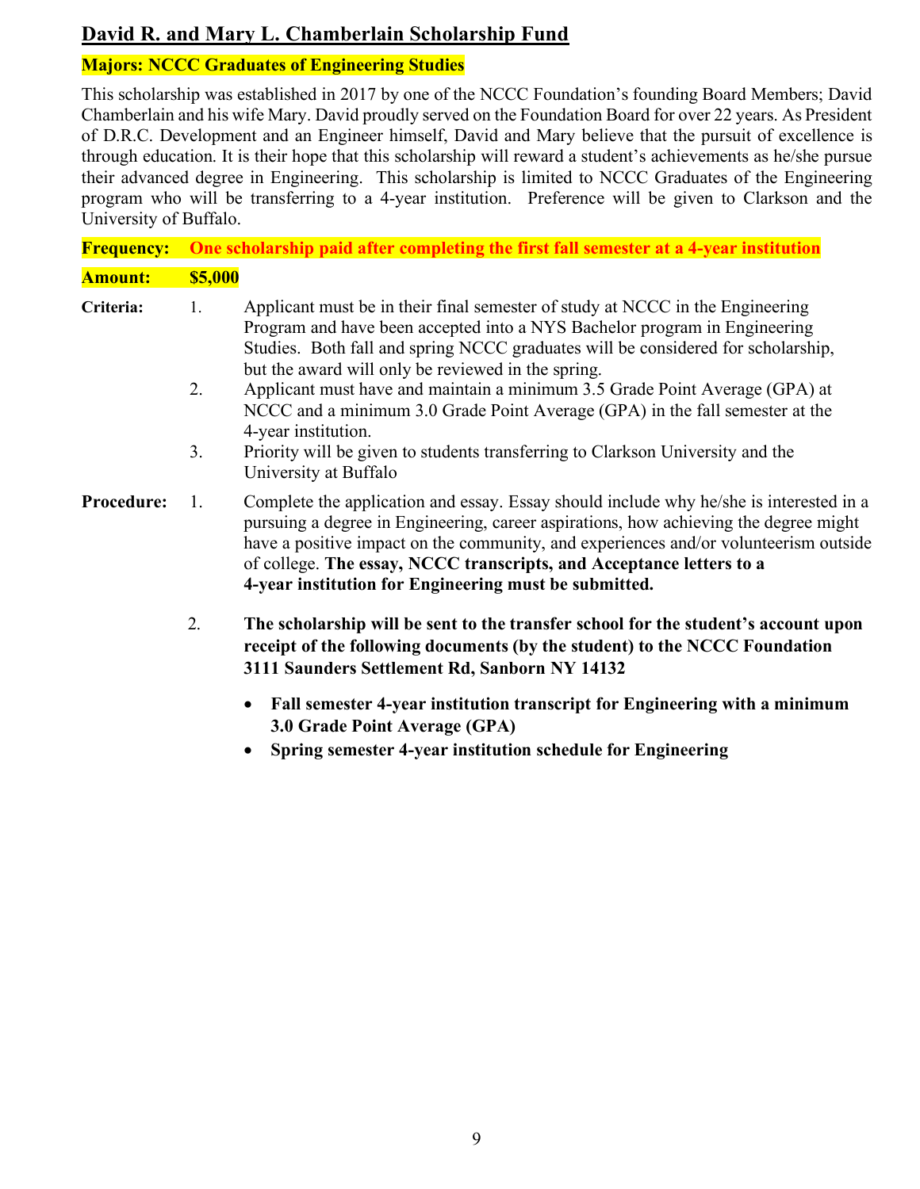## David R. and Mary L. Chamberlain Scholarship Fund

**Majors: NCCC Graduates of Engineering Studies**

This scholarship was established in 2017 by one of the NCCC Foundation's founding Board Members; David Chamberlain and his wife Mary. David proudly served on the Foundation Board for over 22 years. As President of D.R.C. Development and an Engineer himself, David and Mary believe that the pursuit of excellence is through education. It is their hope that this scholarship will reward a student's achievements as he/she pursue their advanced degree in Engineering. This scholarship is limited to NCCC Graduates of the Engineering program who will be transferring to a 4-year institution. Preference will be given to Clarkson and the University of Buffalo.

**Frequency:** **One scholarship paid after completing the first fall semester at a 4-year institution**

**Amount:** **$5,000**

**Criteria:**

1. Applicant must be in their final semester of study at NCCC in the Engineering Program and have been accepted into a NYS Bachelor program in Engineering Studies. Both fall and spring NCCC graduates will be considered for scholarship, but the award will only be reviewed in the spring.
2. Applicant must have and maintain a minimum 3.5 Grade Point Average (GPA) at NCCC and a minimum 3.0 Grade Point Average (GPA) in the fall semester at the 4-year institution.
3. Priority will be given to students transferring to Clarkson University and the University at Buffalo

**Procedure:**

1. Complete the application and essay. Essay should include why he/she is interested in a pursuing a degree in Engineering, career aspirations, how achieving the degree might have a positive impact on the community, and experiences and/or volunteerism outside of college. **The essay, NCCC transcripts, and Acceptance letters to a 4-year institution for Engineering must be submitted.**

2. **The scholarship will be sent to the transfer school for the student's account upon receipt of the following documents (by the student) to the NCCC Foundation 3111 Saunders Settlement Rd, Sanborn NY 14132**

   - **Fall semester 4-year institution transcript for Engineering with a minimum 3.0 Grade Point Average (GPA)**
   - **Spring semester 4-year institution schedule for Engineering**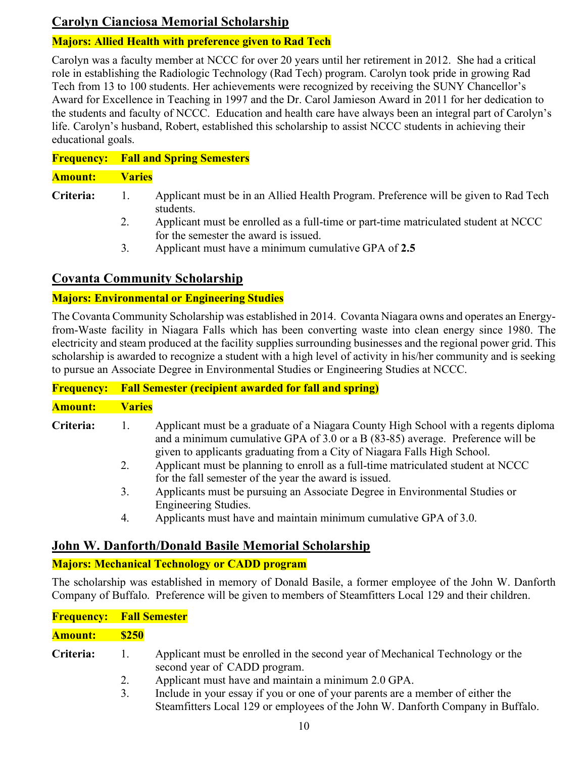## Carolyn Cianciosa Memorial Scholarship

**Majors: Allied Health with preference given to Rad Tech**

Carolyn was a faculty member at NCCC for over 20 years until her retirement in 2012. She had a critical role in establishing the Radiologic Technology (Rad Tech) program. Carolyn took pride in growing Rad Tech from 13 to 100 students. Her achievements were recognized by receiving the SUNY Chancellor's Award for Excellence in Teaching in 1997 and the Dr. Carol Jamieson Award in 2011 for her dedication to the students and faculty of NCCC. Education and health care have always been an integral part of Carolyn's life. Carolyn's husband, Robert, established this scholarship to assist NCCC students in achieving their educational goals.

**Frequency: Fall and Spring Semesters**

**Amount: Varies**

**Criteria:**

1. Applicant must be in an Allied Health Program. Preference will be given to Rad Tech students.
2. Applicant must be enrolled as a full-time or part-time matriculated student at NCCC for the semester the award is issued.
3. Applicant must have a minimum cumulative GPA of **2.5**

## Covanta Community Scholarship

**Majors: Environmental or Engineering Studies**

The Covanta Community Scholarship was established in 2014. Covanta Niagara owns and operates an Energy-from-Waste facility in Niagara Falls which has been converting waste into clean energy since 1980. The electricity and steam produced at the facility supplies surrounding businesses and the regional power grid. This scholarship is awarded to recognize a student with a high level of activity in his/her community and is seeking to pursue an Associate Degree in Environmental Studies or Engineering Studies at NCCC.

**Frequency: Fall Semester (recipient awarded for fall and spring)**

**Amount: Varies**

**Criteria:**

1. Applicant must be a graduate of a Niagara County High School with a regents diploma and a minimum cumulative GPA of 3.0 or a B (83-85) average. Preference will be given to applicants graduating from a City of Niagara Falls High School.
2. Applicant must be planning to enroll as a full-time matriculated student at NCCC for the fall semester of the year the award is issued.
3. Applicants must be pursuing an Associate Degree in Environmental Studies or Engineering Studies.
4. Applicants must have and maintain minimum cumulative GPA of 3.0.

## John W. Danforth/Donald Basile Memorial Scholarship

**Majors: Mechanical Technology or CADD program**

The scholarship was established in memory of Donald Basile, a former employee of the John W. Danforth Company of Buffalo. Preference will be given to members of Steamfitters Local 129 and their children.

**Frequency: Fall Semester**

**Amount: $250**

**Criteria:**

1. Applicant must be enrolled in the second year of Mechanical Technology or the second year of CADD program.
2. Applicant must have and maintain a minimum 2.0 GPA.
3. Include in your essay if you or one of your parents are a member of either the Steamfitters Local 129 or employees of the John W. Danforth Company in Buffalo.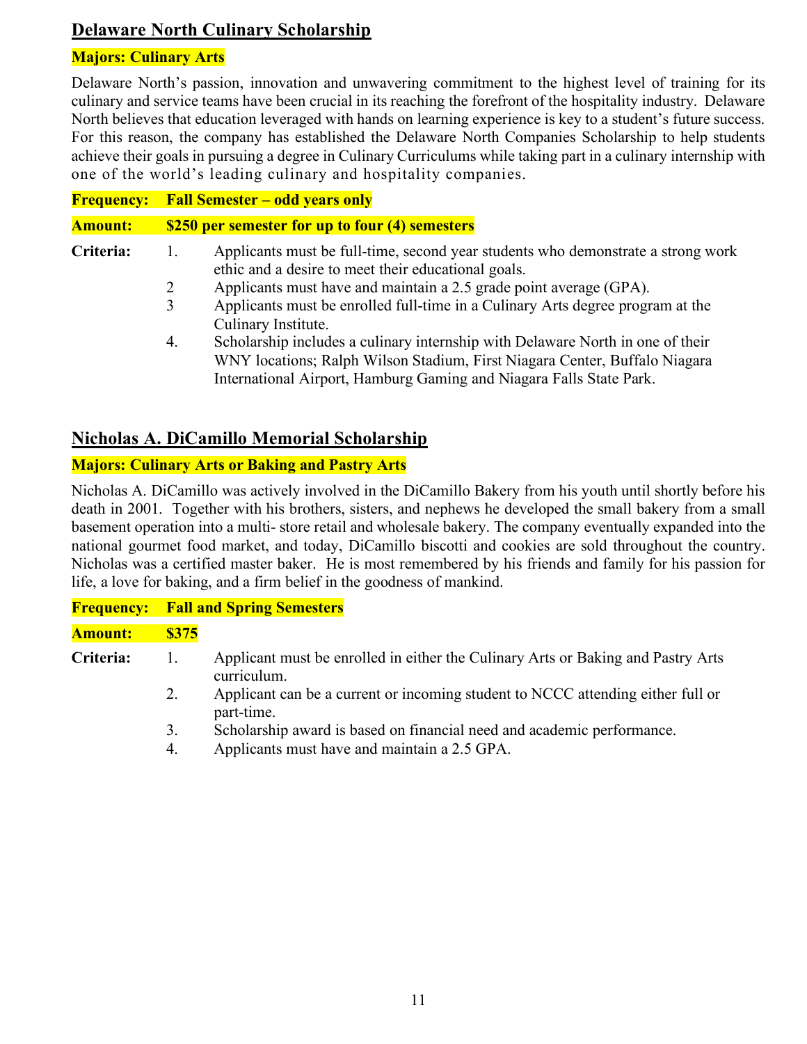## Delaware North Culinary Scholarship

**Majors: Culinary Arts**

Delaware North's passion, innovation and unwavering commitment to the highest level of training for its culinary and service teams have been crucial in its reaching the forefront of the hospitality industry. Delaware North believes that education leveraged with hands on learning experience is key to a student's future success. For this reason, the company has established the Delaware North Companies Scholarship to help students achieve their goals in pursuing a degree in Culinary Curriculums while taking part in a culinary internship with one of the world's leading culinary and hospitality companies.

**Frequency: Fall Semester – odd years only**

**Amount: $250 per semester for up to four (4) semesters**

**Criteria:**

1. Applicants must be full-time, second year students who demonstrate a strong work ethic and a desire to meet their educational goals.
2. Applicants must have and maintain a 2.5 grade point average (GPA).
3. Applicants must be enrolled full-time in a Culinary Arts degree program at the Culinary Institute.
4. Scholarship includes a culinary internship with Delaware North in one of their WNY locations; Ralph Wilson Stadium, First Niagara Center, Buffalo Niagara International Airport, Hamburg Gaming and Niagara Falls State Park.

## Nicholas A. DiCamillo Memorial Scholarship

**Majors: Culinary Arts or Baking and Pastry Arts**

Nicholas A. DiCamillo was actively involved in the DiCamillo Bakery from his youth until shortly before his death in 2001. Together with his brothers, sisters, and nephews he developed the small bakery from a small basement operation into a multi- store retail and wholesale bakery. The company eventually expanded into the national gourmet food market, and today, DiCamillo biscotti and cookies are sold throughout the country. Nicholas was a certified master baker. He is most remembered by his friends and family for his passion for life, a love for baking, and a firm belief in the goodness of mankind.

**Frequency: Fall and Spring Semesters**

**Amount: $375**

**Criteria:**

1. Applicant must be enrolled in either the Culinary Arts or Baking and Pastry Arts curriculum.
2. Applicant can be a current or incoming student to NCCC attending either full or part-time.
3. Scholarship award is based on financial need and academic performance.
4. Applicants must have and maintain a 2.5 GPA.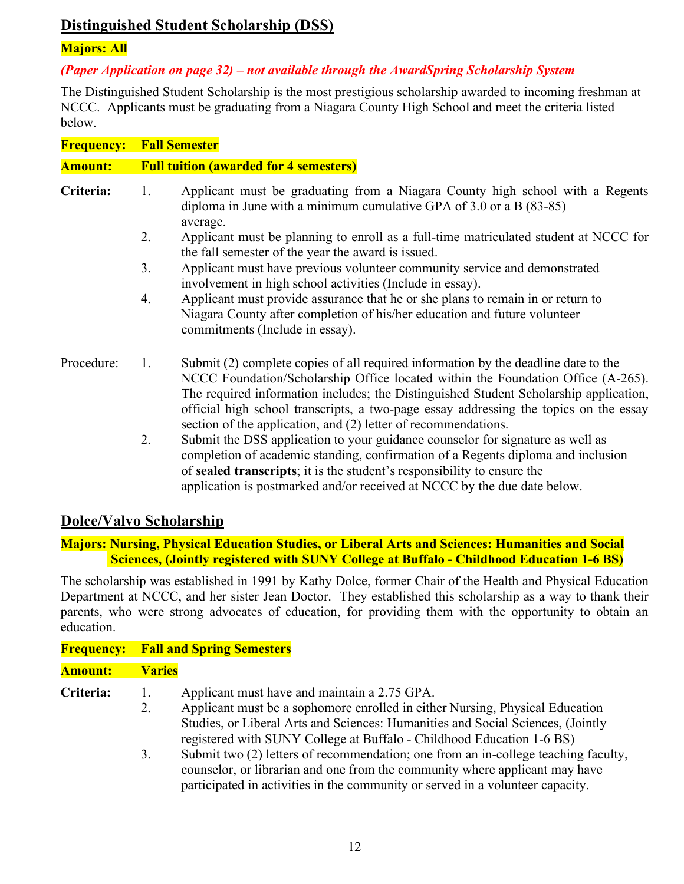## Distinguished Student Scholarship (DSS)

**Majors: All**

***(Paper Application on page 32) – not available through the AwardSpring Scholarship System***

The Distinguished Student Scholarship is the most prestigious scholarship awarded to incoming freshman at NCCC. Applicants must be graduating from a Niagara County High School and meet the criteria listed below.

**Frequency: Fall Semester**

**Amount: Full tuition (awarded for 4 semesters)**

**Criteria:**

1. Applicant must be graduating from a Niagara County high school with a Regents diploma in June with a minimum cumulative GPA of 3.0 or a B (83-85) average.
2. Applicant must be planning to enroll as a full-time matriculated student at NCCC for the fall semester of the year the award is issued.
3. Applicant must have previous volunteer community service and demonstrated involvement in high school activities (Include in essay).
4. Applicant must provide assurance that he or she plans to remain in or return to Niagara County after completion of his/her education and future volunteer commitments (Include in essay).

Procedure:

1. Submit (2) complete copies of all required information by the deadline date to the NCCC Foundation/Scholarship Office located within the Foundation Office (A-265). The required information includes; the Distinguished Student Scholarship application, official high school transcripts, a two-page essay addressing the topics on the essay section of the application, and (2) letter of recommendations.
2. Submit the DSS application to your guidance counselor for signature as well as completion of academic standing, confirmation of a Regents diploma and inclusion of **sealed transcripts**; it is the student's responsibility to ensure the application is postmarked and/or received at NCCC by the due date below.

## Dolce/Valvo Scholarship

**Majors: Nursing, Physical Education Studies, or Liberal Arts and Sciences: Humanities and Social Sciences, (Jointly registered with SUNY College at Buffalo - Childhood Education 1-6 BS)**

The scholarship was established in 1991 by Kathy Dolce, former Chair of the Health and Physical Education Department at NCCC, and her sister Jean Doctor. They established this scholarship as a way to thank their parents, who were strong advocates of education, for providing them with the opportunity to obtain an education.

**Frequency: Fall and Spring Semesters**

**Amount: Varies**

**Criteria:**

1. Applicant must have and maintain a 2.75 GPA.
2. Applicant must be a sophomore enrolled in either Nursing, Physical Education Studies, or Liberal Arts and Sciences: Humanities and Social Sciences, (Jointly registered with SUNY College at Buffalo - Childhood Education 1-6 BS)
3. Submit two (2) letters of recommendation; one from an in-college teaching faculty, counselor, or librarian and one from the community where applicant may have participated in activities in the community or served in a volunteer capacity.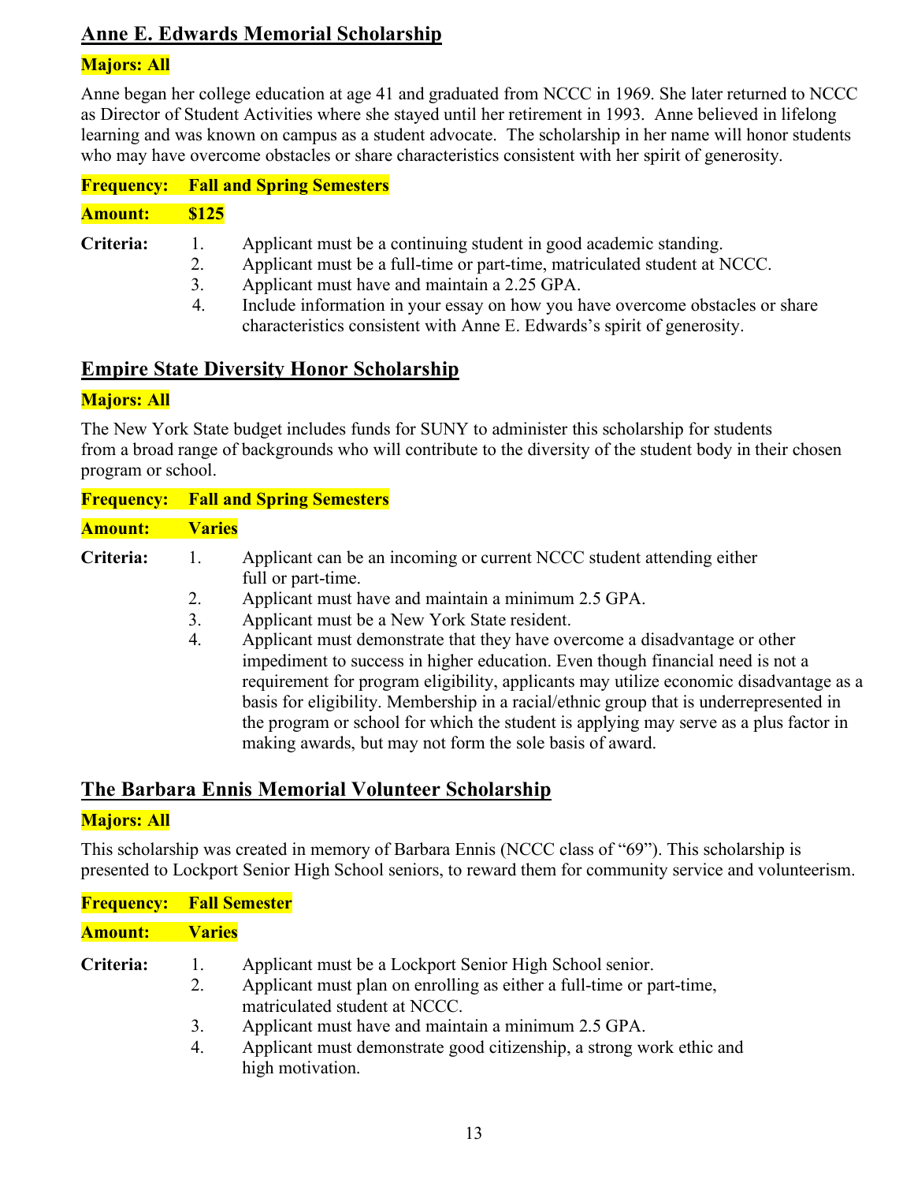## Anne E. Edwards Memorial Scholarship

**Majors: All**

Anne began her college education at age 41 and graduated from NCCC in 1969. She later returned to NCCC as Director of Student Activities where she stayed until her retirement in 1993. Anne believed in lifelong learning and was known on campus as a student advocate. The scholarship in her name will honor students who may have overcome obstacles or share characteristics consistent with her spirit of generosity.

**Frequency: Fall and Spring Semesters**

**Amount: $125**

**Criteria:**

1. Applicant must be a continuing student in good academic standing.
2. Applicant must be a full-time or part-time, matriculated student at NCCC.
3. Applicant must have and maintain a 2.25 GPA.
4. Include information in your essay on how you have overcome obstacles or share characteristics consistent with Anne E. Edwards's spirit of generosity.

## Empire State Diversity Honor Scholarship

**Majors: All**

The New York State budget includes funds for SUNY to administer this scholarship for students from a broad range of backgrounds who will contribute to the diversity of the student body in their chosen program or school.

**Frequency: Fall and Spring Semesters**

**Amount: Varies**

**Criteria:**

1. Applicant can be an incoming or current NCCC student attending either full or part-time.
2. Applicant must have and maintain a minimum 2.5 GPA.
3. Applicant must be a New York State resident.
4. Applicant must demonstrate that they have overcome a disadvantage or other impediment to success in higher education. Even though financial need is not a requirement for program eligibility, applicants may utilize economic disadvantage as a basis for eligibility. Membership in a racial/ethnic group that is underrepresented in the program or school for which the student is applying may serve as a plus factor in making awards, but may not form the sole basis of award.

## The Barbara Ennis Memorial Volunteer Scholarship

**Majors: All**

This scholarship was created in memory of Barbara Ennis (NCCC class of "69"). This scholarship is presented to Lockport Senior High School seniors, to reward them for community service and volunteerism.

**Frequency: Fall Semester**

**Amount: Varies**

**Criteria:**

1. Applicant must be a Lockport Senior High School senior.
2. Applicant must plan on enrolling as either a full-time or part-time, matriculated student at NCCC.
3. Applicant must have and maintain a minimum 2.5 GPA.
4. Applicant must demonstrate good citizenship, a strong work ethic and high motivation.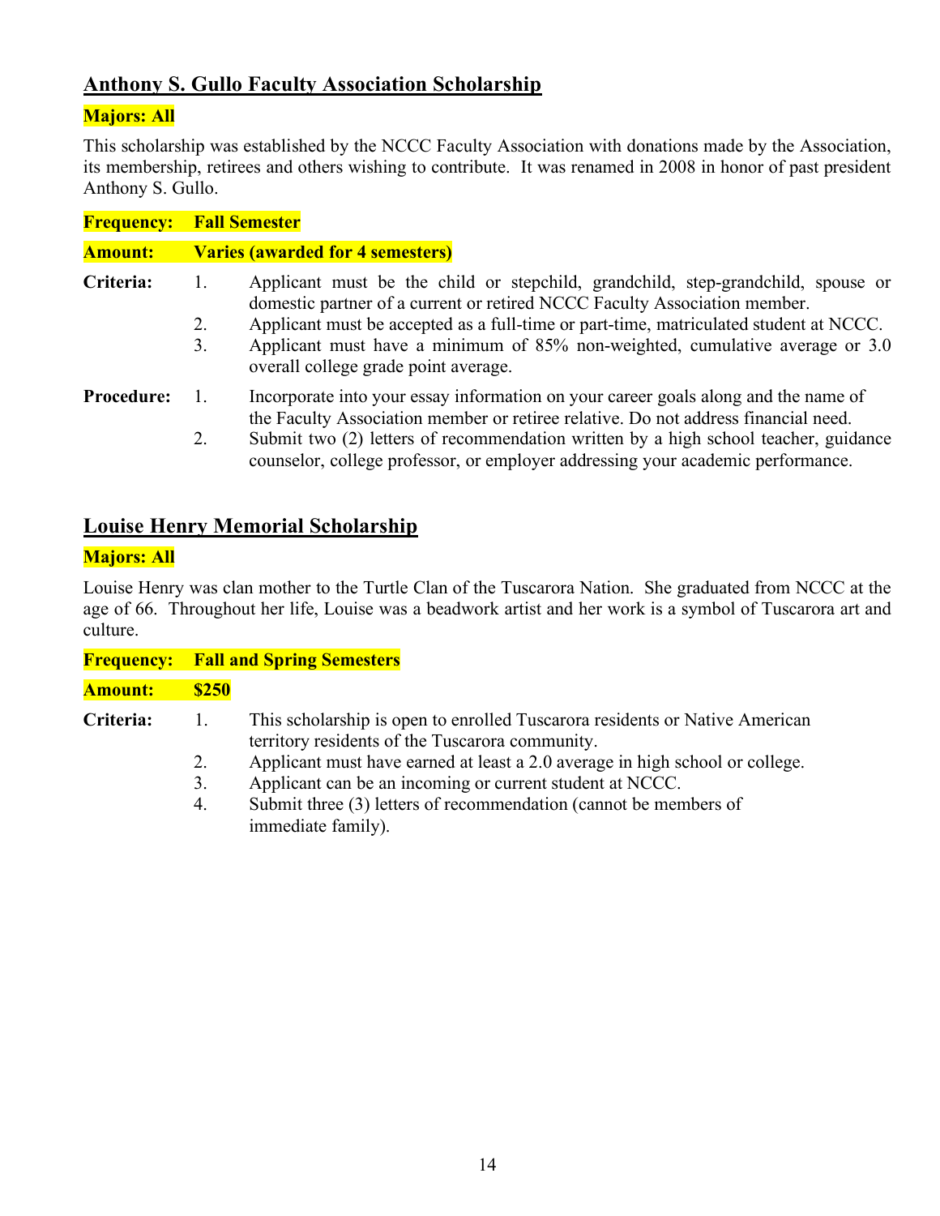## Anthony S. Gullo Faculty Association Scholarship

**Majors: All**

This scholarship was established by the NCCC Faculty Association with donations made by the Association, its membership, retirees and others wishing to contribute. It was renamed in 2008 in honor of past president Anthony S. Gullo.

**Frequency:** **Fall Semester**

**Amount:** **Varies (awarded for 4 semesters)**

**Criteria:**

1. Applicant must be the child or stepchild, grandchild, step-grandchild, spouse or domestic partner of a current or retired NCCC Faculty Association member.
2. Applicant must be accepted as a full-time or part-time, matriculated student at NCCC.
3. Applicant must have a minimum of 85% non-weighted, cumulative average or 3.0 overall college grade point average.

**Procedure:**

1. Incorporate into your essay information on your career goals along and the name of the Faculty Association member or retiree relative. Do not address financial need.
2. Submit two (2) letters of recommendation written by a high school teacher, guidance counselor, college professor, or employer addressing your academic performance.

## Louise Henry Memorial Scholarship

**Majors: All**

Louise Henry was clan mother to the Turtle Clan of the Tuscarora Nation. She graduated from NCCC at the age of 66. Throughout her life, Louise was a beadwork artist and her work is a symbol of Tuscarora art and culture.

**Frequency:** **Fall and Spring Semesters**

**Amount:** **$250**

**Criteria:**

1. This scholarship is open to enrolled Tuscarora residents or Native American territory residents of the Tuscarora community.
2. Applicant must have earned at least a 2.0 average in high school or college.
3. Applicant can be an incoming or current student at NCCC.
4. Submit three (3) letters of recommendation (cannot be members of immediate family).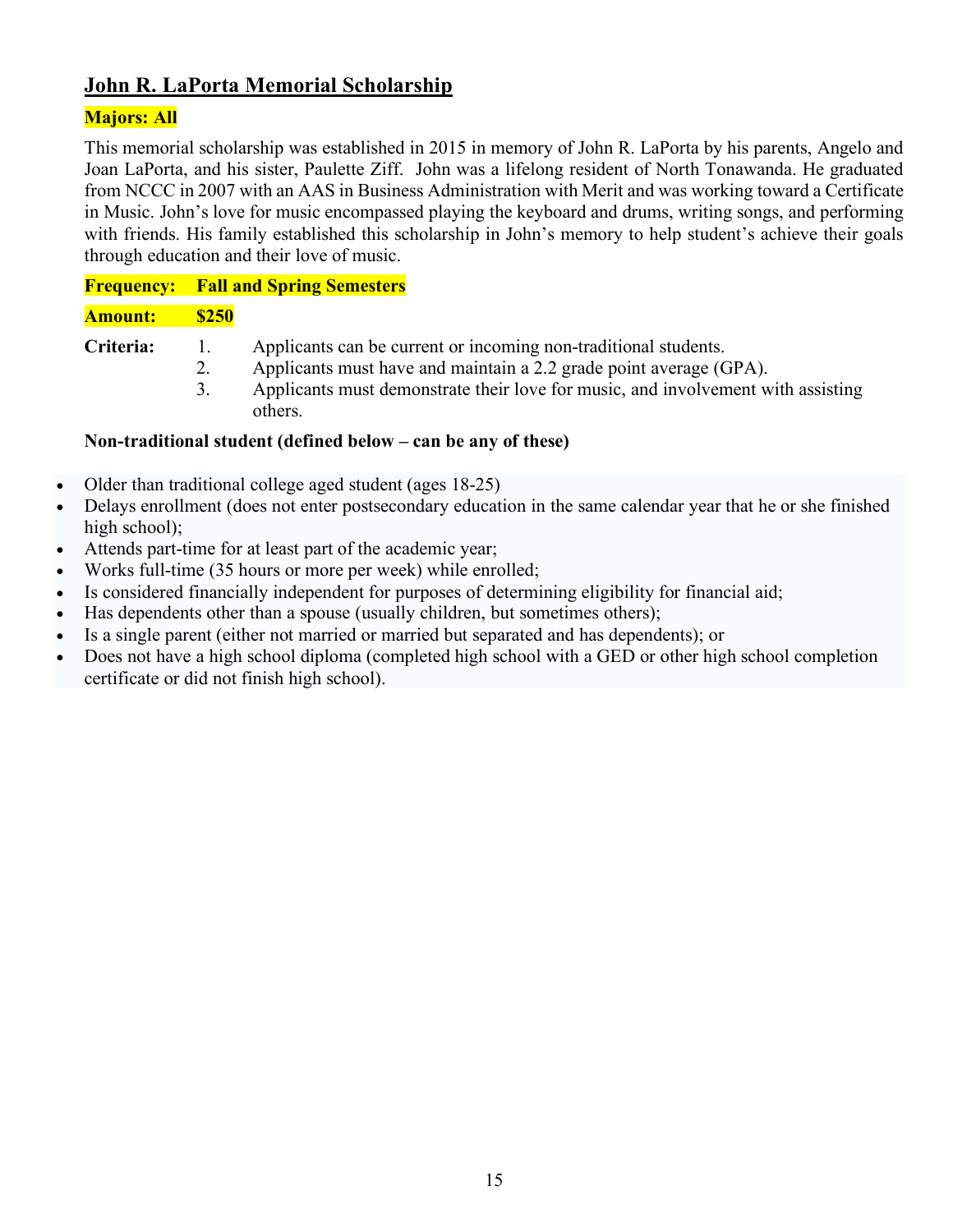## John R. LaPorta Memorial Scholarship

**Majors: All**

This memorial scholarship was established in 2015 in memory of John R. LaPorta by his parents, Angelo and Joan LaPorta, and his sister, Paulette Ziff. John was a lifelong resident of North Tonawanda. He graduated from NCCC in 2007 with an AAS in Business Administration with Merit and was working toward a Certificate in Music. John's love for music encompassed playing the keyboard and drums, writing songs, and performing with friends. His family established this scholarship in John's memory to help student's achieve their goals through education and their love of music.

**Frequency: Fall and Spring Semesters**

**Amount: $250**

**Criteria:**

1. Applicants can be current or incoming non-traditional students.
2. Applicants must have and maintain a 2.2 grade point average (GPA).
3. Applicants must demonstrate their love for music, and involvement with assisting others.

**Non-traditional student (defined below – can be any of these)**

- Older than traditional college aged student (ages 18-25)
- Delays enrollment (does not enter postsecondary education in the same calendar year that he or she finished high school);
- Attends part-time for at least part of the academic year;
- Works full-time (35 hours or more per week) while enrolled;
- Is considered financially independent for purposes of determining eligibility for financial aid;
- Has dependents other than a spouse (usually children, but sometimes others);
- Is a single parent (either not married or married but separated and has dependents); or
- Does not have a high school diploma (completed high school with a GED or other high school completion certificate or did not finish high school).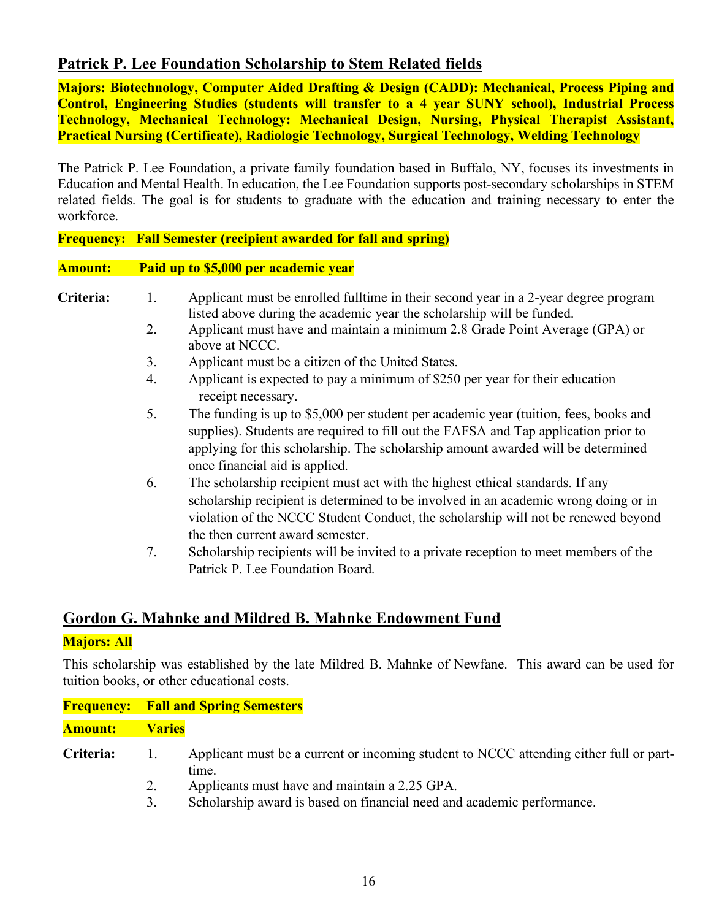## Patrick P. Lee Foundation Scholarship to Stem Related fields

**Majors: Biotechnology, Computer Aided Drafting & Design (CADD): Mechanical, Process Piping and Control, Engineering Studies (students will transfer to a 4 year SUNY school), Industrial Process Technology, Mechanical Technology: Mechanical Design, Nursing, Physical Therapist Assistant, Practical Nursing (Certificate), Radiologic Technology, Surgical Technology, Welding Technology**

The Patrick P. Lee Foundation, a private family foundation based in Buffalo, NY, focuses its investments in Education and Mental Health. In education, the Lee Foundation supports post-secondary scholarships in STEM related fields. The goal is for students to graduate with the education and training necessary to enter the workforce.

**Frequency: Fall Semester (recipient awarded for fall and spring)**

**Amount: Paid up to $5,000 per academic year**

**Criteria:**

1. Applicant must be enrolled fulltime in their second year in a 2-year degree program listed above during the academic year the scholarship will be funded.
2. Applicant must have and maintain a minimum 2.8 Grade Point Average (GPA) or above at NCCC.
3. Applicant must be a citizen of the United States.
4. Applicant is expected to pay a minimum of $250 per year for their education – receipt necessary.
5. The funding is up to $5,000 per student per academic year (tuition, fees, books and supplies). Students are required to fill out the FAFSA and Tap application prior to applying for this scholarship. The scholarship amount awarded will be determined once financial aid is applied.
6. The scholarship recipient must act with the highest ethical standards. If any scholarship recipient is determined to be involved in an academic wrong doing or in violation of the NCCC Student Conduct, the scholarship will not be renewed beyond the then current award semester.
7. Scholarship recipients will be invited to a private reception to meet members of the Patrick P. Lee Foundation Board.

## Gordon G. Mahnke and Mildred B. Mahnke Endowment Fund

**Majors: All**

This scholarship was established by the late Mildred B. Mahnke of Newfane. This award can be used for tuition books, or other educational costs.

**Frequency: Fall and Spring Semesters**

**Amount: Varies**

**Criteria:**

1. Applicant must be a current or incoming student to NCCC attending either full or part-time.
2. Applicants must have and maintain a 2.25 GPA.
3. Scholarship award is based on financial need and academic performance.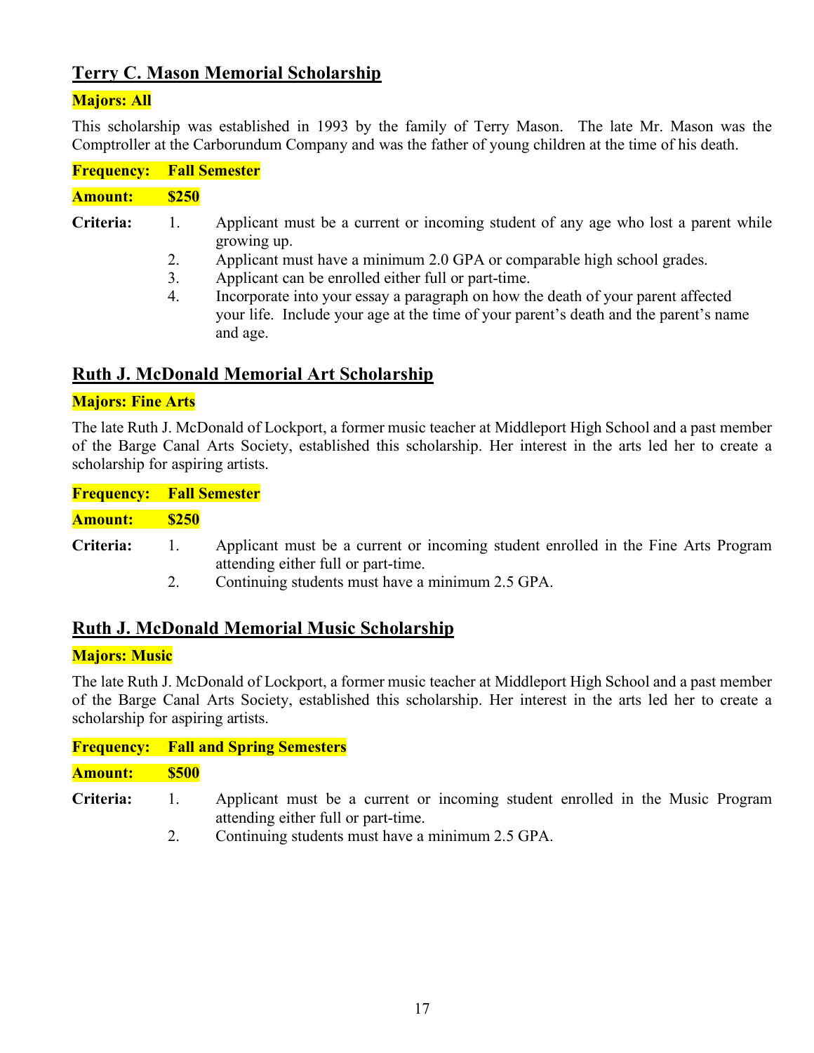## Terry C. Mason Memorial Scholarship

**Majors: All**

This scholarship was established in 1993 by the family of Terry Mason. The late Mr. Mason was the Comptroller at the Carborundum Company and was the father of young children at the time of his death.

**Frequency: Fall Semester**

**Amount: $250**

**Criteria:**

1. Applicant must be a current or incoming student of any age who lost a parent while growing up.
2. Applicant must have a minimum 2.0 GPA or comparable high school grades.
3. Applicant can be enrolled either full or part-time.
4. Incorporate into your essay a paragraph on how the death of your parent affected your life. Include your age at the time of your parent's death and the parent's name and age.

## Ruth J. McDonald Memorial Art Scholarship

**Majors: Fine Arts**

The late Ruth J. McDonald of Lockport, a former music teacher at Middleport High School and a past member of the Barge Canal Arts Society, established this scholarship. Her interest in the arts led her to create a scholarship for aspiring artists.

**Frequency: Fall Semester**

**Amount: $250**

**Criteria:**

1. Applicant must be a current or incoming student enrolled in the Fine Arts Program attending either full or part-time.
2. Continuing students must have a minimum 2.5 GPA.

## Ruth J. McDonald Memorial Music Scholarship

**Majors: Music**

The late Ruth J. McDonald of Lockport, a former music teacher at Middleport High School and a past member of the Barge Canal Arts Society, established this scholarship. Her interest in the arts led her to create a scholarship for aspiring artists.

**Frequency: Fall and Spring Semesters**

**Amount: $500**

**Criteria:**

1. Applicant must be a current or incoming student enrolled in the Music Program attending either full or part-time.
2. Continuing students must have a minimum 2.5 GPA.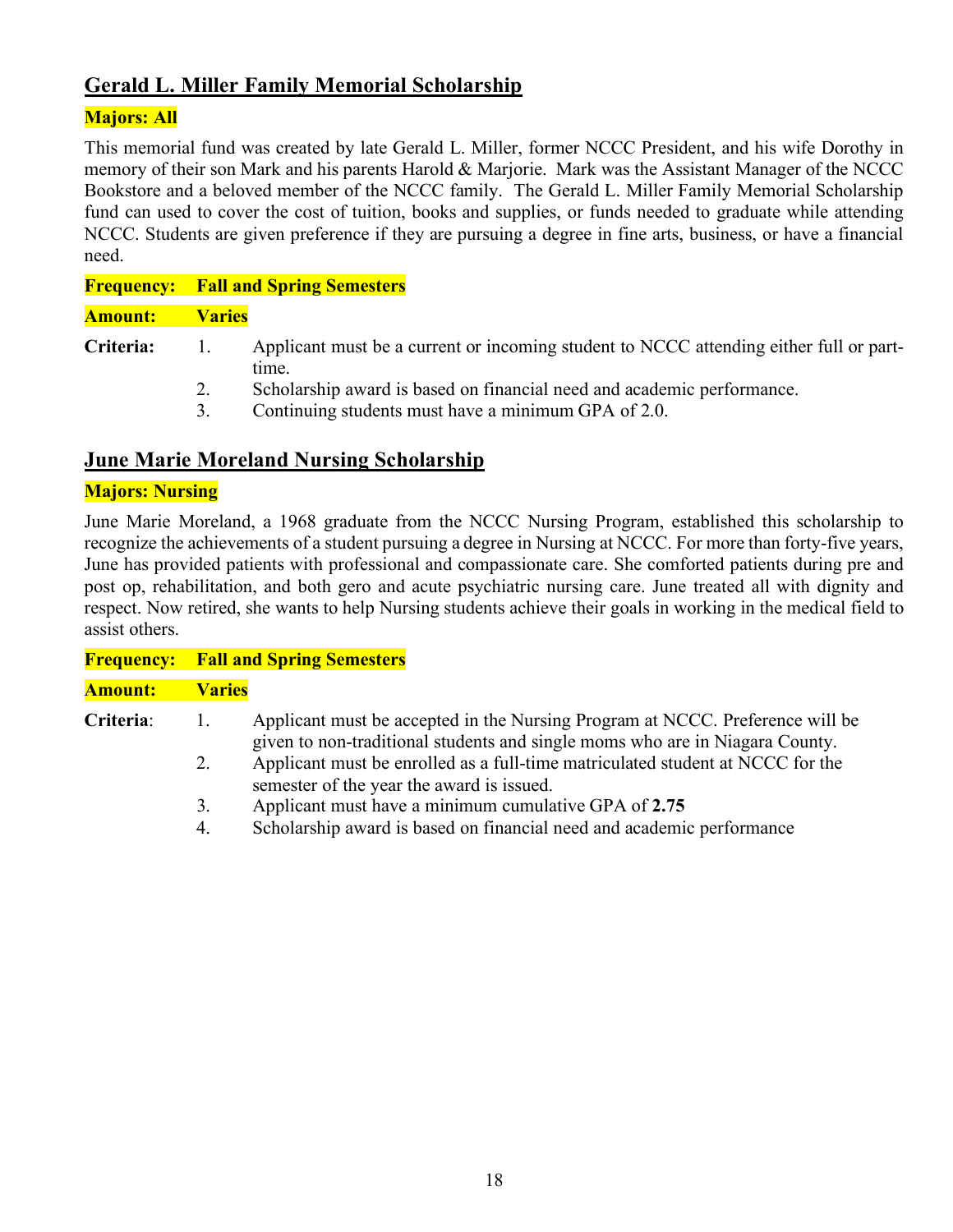## Gerald L. Miller Family Memorial Scholarship

**Majors: All**

This memorial fund was created by late Gerald L. Miller, former NCCC President, and his wife Dorothy in memory of their son Mark and his parents Harold & Marjorie. Mark was the Assistant Manager of the NCCC Bookstore and a beloved member of the NCCC family. The Gerald L. Miller Family Memorial Scholarship fund can used to cover the cost of tuition, books and supplies, or funds needed to graduate while attending NCCC. Students are given preference if they are pursuing a degree in fine arts, business, or have a financial need.

**Frequency: Fall and Spring Semesters**

**Amount: Varies**

**Criteria:**

1. Applicant must be a current or incoming student to NCCC attending either full or part-time.
2. Scholarship award is based on financial need and academic performance.
3. Continuing students must have a minimum GPA of 2.0.

## June Marie Moreland Nursing Scholarship

**Majors: Nursing**

June Marie Moreland, a 1968 graduate from the NCCC Nursing Program, established this scholarship to recognize the achievements of a student pursuing a degree in Nursing at NCCC. For more than forty-five years, June has provided patients with professional and compassionate care. She comforted patients during pre and post op, rehabilitation, and both gero and acute psychiatric nursing care. June treated all with dignity and respect. Now retired, she wants to help Nursing students achieve their goals in working in the medical field to assist others.

**Frequency: Fall and Spring Semesters**

**Amount: Varies**

**Criteria**:

1. Applicant must be accepted in the Nursing Program at NCCC. Preference will be given to non-traditional students and single moms who are in Niagara County.
2. Applicant must be enrolled as a full-time matriculated student at NCCC for the semester of the year the award is issued.
3. Applicant must have a minimum cumulative GPA of **2.75**
4. Scholarship award is based on financial need and academic performance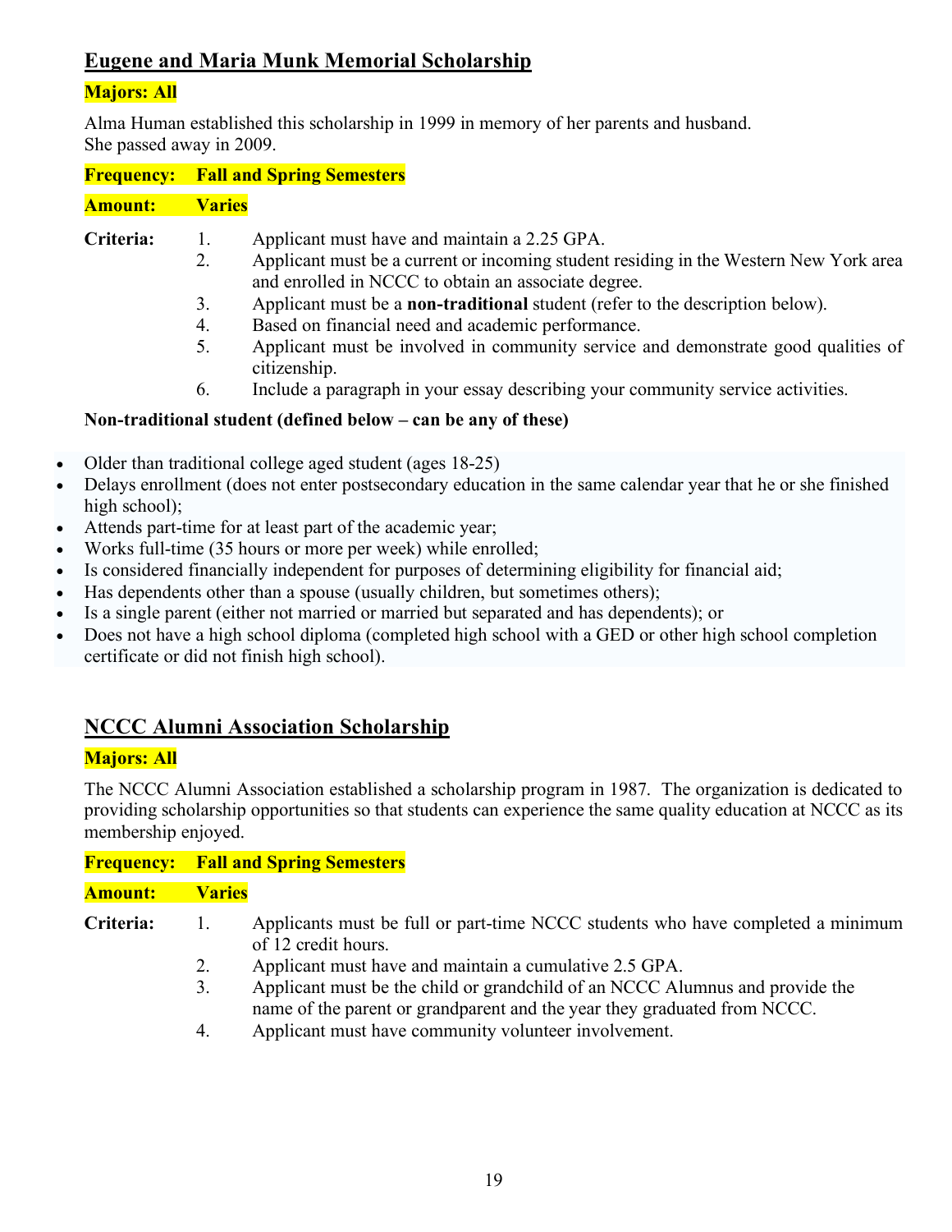## Eugene and Maria Munk Memorial Scholarship

**Majors: All**

Alma Human established this scholarship in 1999 in memory of her parents and husband. She passed away in 2009.

**Frequency:** **Fall and Spring Semesters**

**Amount:** **Varies**

**Criteria:**

1. Applicant must have and maintain a 2.25 GPA.
2. Applicant must be a current or incoming student residing in the Western New York area and enrolled in NCCC to obtain an associate degree.
3. Applicant must be a **non-traditional** student (refer to the description below).
4. Based on financial need and academic performance.
5. Applicant must be involved in community service and demonstrate good qualities of citizenship.
6. Include a paragraph in your essay describing your community service activities.

**Non-traditional student (defined below – can be any of these)**

- Older than traditional college aged student (ages 18-25)
- Delays enrollment (does not enter postsecondary education in the same calendar year that he or she finished high school);
- Attends part-time for at least part of the academic year;
- Works full-time (35 hours or more per week) while enrolled;
- Is considered financially independent for purposes of determining eligibility for financial aid;
- Has dependents other than a spouse (usually children, but sometimes others);
- Is a single parent (either not married or married but separated and has dependents); or
- Does not have a high school diploma (completed high school with a GED or other high school completion certificate or did not finish high school).

## NCCC Alumni Association Scholarship

**Majors: All**

The NCCC Alumni Association established a scholarship program in 1987. The organization is dedicated to providing scholarship opportunities so that students can experience the same quality education at NCCC as its membership enjoyed.

**Frequency:** **Fall and Spring Semesters**

**Amount:** **Varies**

**Criteria:**

1. Applicants must be full or part-time NCCC students who have completed a minimum of 12 credit hours.
2. Applicant must have and maintain a cumulative 2.5 GPA.
3. Applicant must be the child or grandchild of an NCCC Alumnus and provide the name of the parent or grandparent and the year they graduated from NCCC.
4. Applicant must have community volunteer involvement.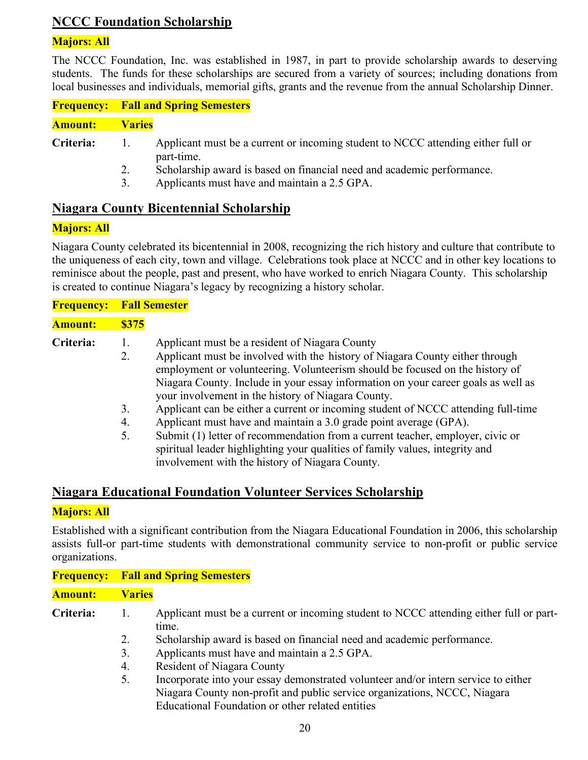## NCCC Foundation Scholarship

**Majors: All**

The NCCC Foundation, Inc. was established in 1987, in part to provide scholarship awards to deserving students. The funds for these scholarships are secured from a variety of sources; including donations from local businesses and individuals, memorial gifts, grants and the revenue from the annual Scholarship Dinner.

**Frequency: Fall and Spring Semesters**

**Amount: Varies**

**Criteria:**

1. Applicant must be a current or incoming student to NCCC attending either full or part-time.
2. Scholarship award is based on financial need and academic performance.
3. Applicants must have and maintain a 2.5 GPA.

## Niagara County Bicentennial Scholarship

**Majors: All**

Niagara County celebrated its bicentennial in 2008, recognizing the rich history and culture that contribute to the uniqueness of each city, town and village. Celebrations took place at NCCC and in other key locations to reminisce about the people, past and present, who have worked to enrich Niagara County. This scholarship is created to continue Niagara's legacy by recognizing a history scholar.

**Frequency: Fall Semester**

**Amount: $375**

**Criteria:**

1. Applicant must be a resident of Niagara County
2. Applicant must be involved with the history of Niagara County either through employment or volunteering. Volunteerism should be focused on the history of Niagara County. Include in your essay information on your career goals as well as your involvement in the history of Niagara County.
3. Applicant can be either a current or incoming student of NCCC attending full-time
4. Applicant must have and maintain a 3.0 grade point average (GPA).
5. Submit (1) letter of recommendation from a current teacher, employer, civic or spiritual leader highlighting your qualities of family values, integrity and involvement with the history of Niagara County.

## Niagara Educational Foundation Volunteer Services Scholarship

**Majors: All**

Established with a significant contribution from the Niagara Educational Foundation in 2006, this scholarship assists full-or part-time students with demonstrational community service to non-profit or public service organizations.

**Frequency: Fall and Spring Semesters**

**Amount: Varies**

**Criteria:**

1. Applicant must be a current or incoming student to NCCC attending either full or part-time.
2. Scholarship award is based on financial need and academic performance.
3. Applicants must have and maintain a 2.5 GPA.
4. Resident of Niagara County
5. Incorporate into your essay demonstrated volunteer and/or intern service to either Niagara County non-profit and public service organizations, NCCC, Niagara Educational Foundation or other related entities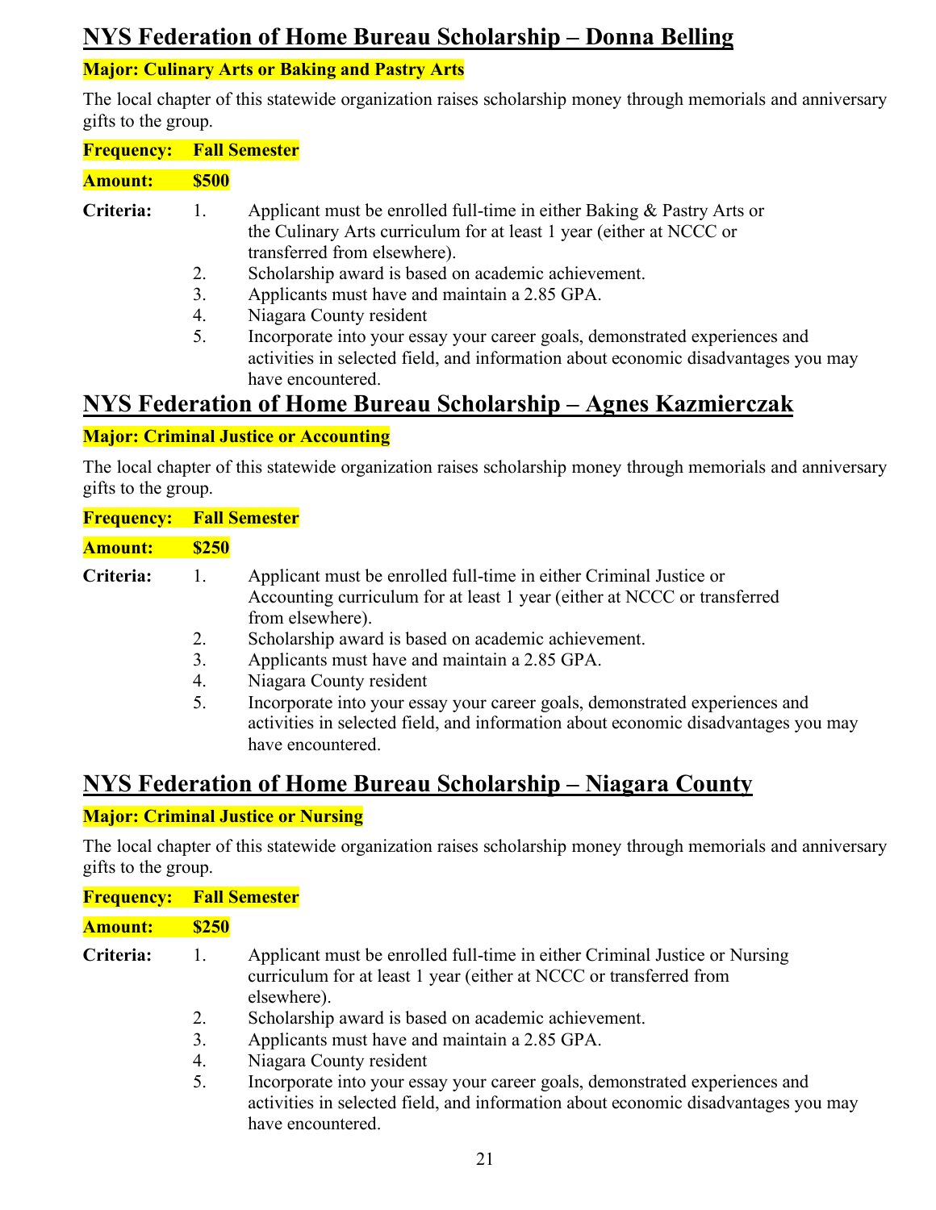## NYS Federation of Home Bureau Scholarship – Donna Belling

**Major: Culinary Arts or Baking and Pastry Arts**

The local chapter of this statewide organization raises scholarship money through memorials and anniversary gifts to the group.

**Frequency: Fall Semester**

**Amount: $500**

**Criteria:**

1. Applicant must be enrolled full-time in either Baking & Pastry Arts or the Culinary Arts curriculum for at least 1 year (either at NCCC or transferred from elsewhere).
2. Scholarship award is based on academic achievement.
3. Applicants must have and maintain a 2.85 GPA.
4. Niagara County resident
5. Incorporate into your essay your career goals, demonstrated experiences and activities in selected field, and information about economic disadvantages you may have encountered.

## NYS Federation of Home Bureau Scholarship – Agnes Kazmierczak

**Major: Criminal Justice or Accounting**

The local chapter of this statewide organization raises scholarship money through memorials and anniversary gifts to the group.

**Frequency: Fall Semester**

**Amount: $250**

**Criteria:**

1. Applicant must be enrolled full-time in either Criminal Justice or Accounting curriculum for at least 1 year (either at NCCC or transferred from elsewhere).
2. Scholarship award is based on academic achievement.
3. Applicants must have and maintain a 2.85 GPA.
4. Niagara County resident
5. Incorporate into your essay your career goals, demonstrated experiences and activities in selected field, and information about economic disadvantages you may have encountered.

## NYS Federation of Home Bureau Scholarship – Niagara County

**Major: Criminal Justice or Nursing**

The local chapter of this statewide organization raises scholarship money through memorials and anniversary gifts to the group.

**Frequency: Fall Semester**

**Amount: $250**

**Criteria:**

1. Applicant must be enrolled full-time in either Criminal Justice or Nursing curriculum for at least 1 year (either at NCCC or transferred from elsewhere).
2. Scholarship award is based on academic achievement.
3. Applicants must have and maintain a 2.85 GPA.
4. Niagara County resident
5. Incorporate into your essay your career goals, demonstrated experiences and activities in selected field, and information about economic disadvantages you may have encountered.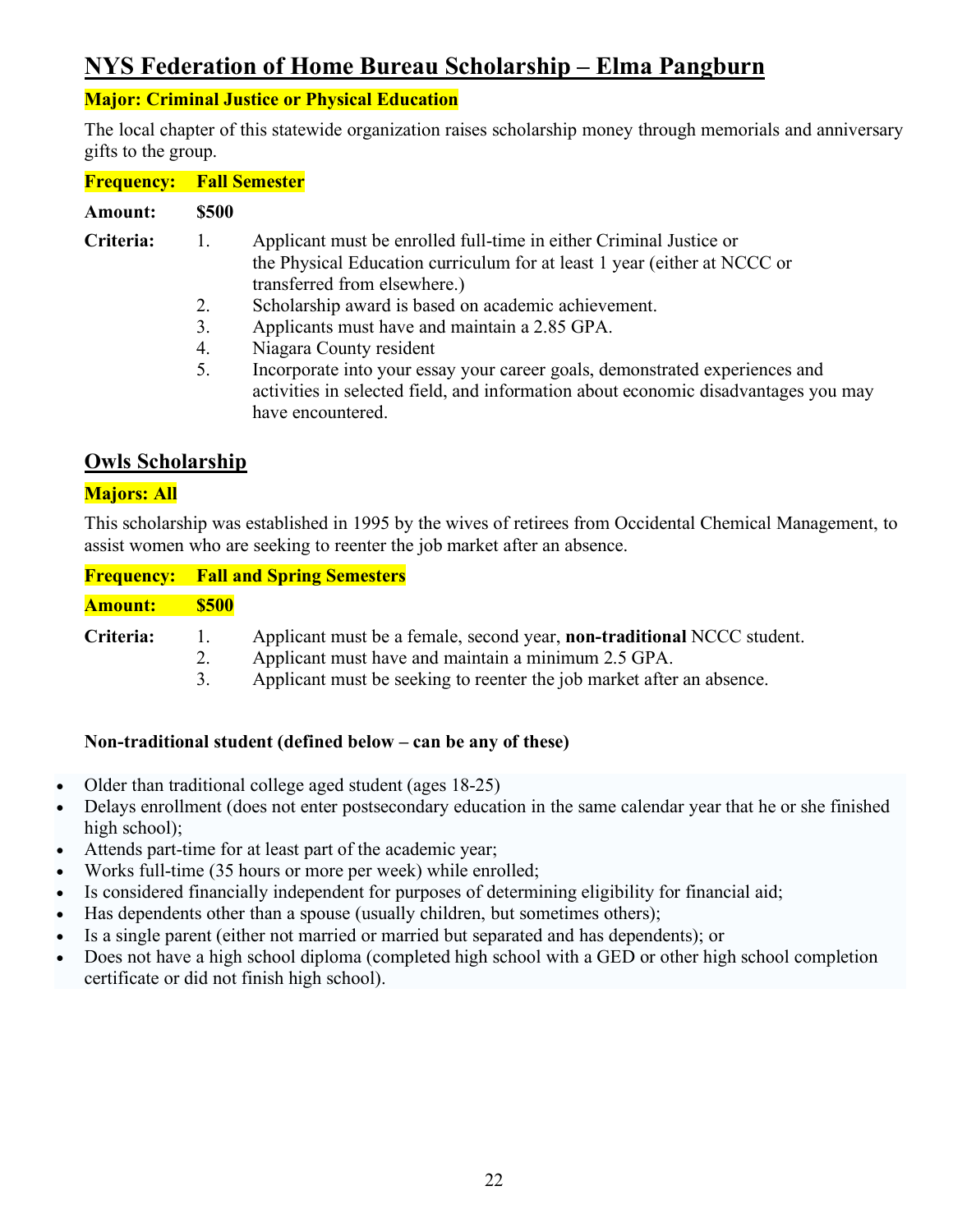## NYS Federation of Home Bureau Scholarship – Elma Pangburn

**Major: Criminal Justice or Physical Education**

The local chapter of this statewide organization raises scholarship money through memorials and anniversary gifts to the group.

**Frequency:** **Fall Semester**

**Amount:** **$500**

**Criteria:**

1. Applicant must be enrolled full-time in either Criminal Justice or the Physical Education curriculum for at least 1 year (either at NCCC or transferred from elsewhere.)
2. Scholarship award is based on academic achievement.
3. Applicants must have and maintain a 2.85 GPA.
4. Niagara County resident
5. Incorporate into your essay your career goals, demonstrated experiences and activities in selected field, and information about economic disadvantages you may have encountered.

## Owls Scholarship

**Majors: All**

This scholarship was established in 1995 by the wives of retirees from Occidental Chemical Management, to assist women who are seeking to reenter the job market after an absence.

**Frequency:** **Fall and Spring Semesters**

**Amount:** **$500**

**Criteria:**

1. Applicant must be a female, second year, **non-traditional** NCCC student.
2. Applicant must have and maintain a minimum 2.5 GPA.
3. Applicant must be seeking to reenter the job market after an absence.

**Non-traditional student (defined below – can be any of these)**

- Older than traditional college aged student (ages 18-25)
- Delays enrollment (does not enter postsecondary education in the same calendar year that he or she finished high school);
- Attends part-time for at least part of the academic year;
- Works full-time (35 hours or more per week) while enrolled;
- Is considered financially independent for purposes of determining eligibility for financial aid;
- Has dependents other than a spouse (usually children, but sometimes others);
- Is a single parent (either not married or married but separated and has dependents); or
- Does not have a high school diploma (completed high school with a GED or other high school completion certificate or did not finish high school).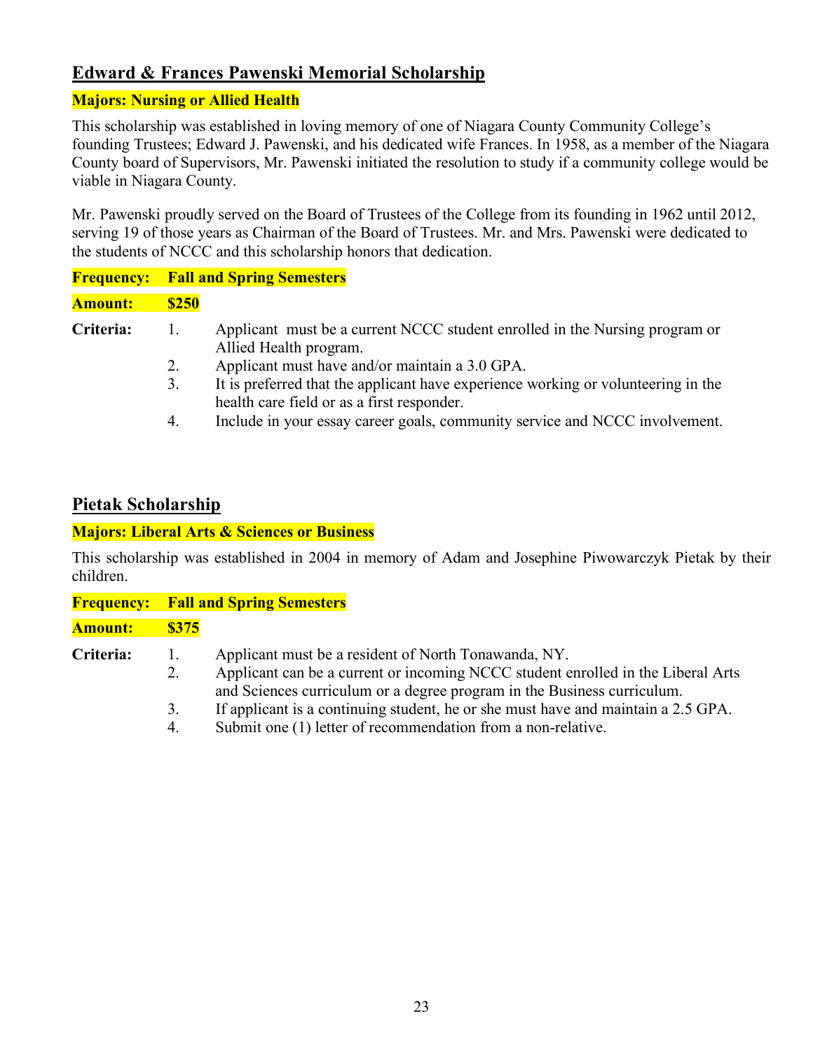## Edward & Frances Pawenski Memorial Scholarship

**Majors: Nursing or Allied Health**

This scholarship was established in loving memory of one of Niagara County Community College's founding Trustees; Edward J. Pawenski, and his dedicated wife Frances. In 1958, as a member of the Niagara County board of Supervisors, Mr. Pawenski initiated the resolution to study if a community college would be viable in Niagara County.

Mr. Pawenski proudly served on the Board of Trustees of the College from its founding in 1962 until 2012, serving 19 of those years as Chairman of the Board of Trustees. Mr. and Mrs. Pawenski were dedicated to the students of NCCC and this scholarship honors that dedication.

**Frequency:** **Fall and Spring Semesters**

**Amount:** **$250**

**Criteria:**

1. Applicant must be a current NCCC student enrolled in the Nursing program or Allied Health program.
2. Applicant must have and/or maintain a 3.0 GPA.
3. It is preferred that the applicant have experience working or volunteering in the health care field or as a first responder.
4. Include in your essay career goals, community service and NCCC involvement.

## Pietak Scholarship

**Majors: Liberal Arts & Sciences or Business**

This scholarship was established in 2004 in memory of Adam and Josephine Piwowarczyk Pietak by their children.

**Frequency:** **Fall and Spring Semesters**

**Amount:** **$375**

**Criteria:**

1. Applicant must be a resident of North Tonawanda, NY.
2. Applicant can be a current or incoming NCCC student enrolled in the Liberal Arts and Sciences curriculum or a degree program in the Business curriculum.
3. If applicant is a continuing student, he or she must have and maintain a 2.5 GPA.
4. Submit one (1) letter of recommendation from a non-relative.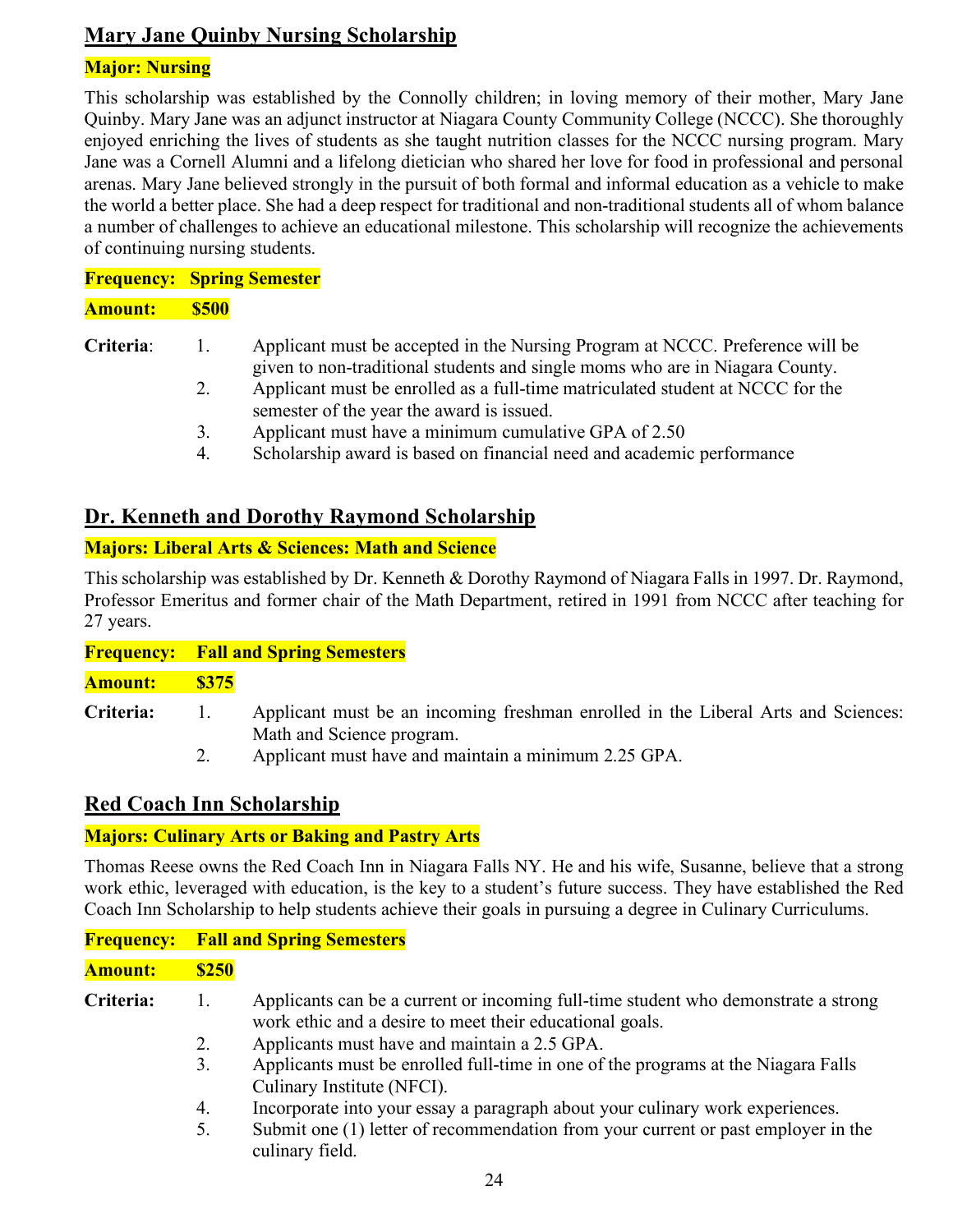## Mary Jane Quinby Nursing Scholarship

**Major: Nursing**

This scholarship was established by the Connolly children; in loving memory of their mother, Mary Jane Quinby. Mary Jane was an adjunct instructor at Niagara County Community College (NCCC). She thoroughly enjoyed enriching the lives of students as she taught nutrition classes for the NCCC nursing program. Mary Jane was a Cornell Alumni and a lifelong dietician who shared her love for food in professional and personal arenas. Mary Jane believed strongly in the pursuit of both formal and informal education as a vehicle to make the world a better place. She had a deep respect for traditional and non-traditional students all of whom balance a number of challenges to achieve an educational milestone. This scholarship will recognize the achievements of continuing nursing students.

**Frequency: Spring Semester**

**Amount: $500**

**Criteria**:

1. Applicant must be accepted in the Nursing Program at NCCC. Preference will be given to non-traditional students and single moms who are in Niagara County.
2. Applicant must be enrolled as a full-time matriculated student at NCCC for the semester of the year the award is issued.
3. Applicant must have a minimum cumulative GPA of 2.50
4. Scholarship award is based on financial need and academic performance

## Dr. Kenneth and Dorothy Raymond Scholarship

**Majors: Liberal Arts & Sciences: Math and Science**

This scholarship was established by Dr. Kenneth & Dorothy Raymond of Niagara Falls in 1997. Dr. Raymond, Professor Emeritus and former chair of the Math Department, retired in 1991 from NCCC after teaching for 27 years.

**Frequency: Fall and Spring Semesters**

**Amount: $375**

**Criteria:**

1. Applicant must be an incoming freshman enrolled in the Liberal Arts and Sciences: Math and Science program.
2. Applicant must have and maintain a minimum 2.25 GPA.

## Red Coach Inn Scholarship

**Majors: Culinary Arts or Baking and Pastry Arts**

Thomas Reese owns the Red Coach Inn in Niagara Falls NY. He and his wife, Susanne, believe that a strong work ethic, leveraged with education, is the key to a student's future success. They have established the Red Coach Inn Scholarship to help students achieve their goals in pursuing a degree in Culinary Curriculums.

**Frequency: Fall and Spring Semesters**

**Amount: $250**

**Criteria:**

1. Applicants can be a current or incoming full-time student who demonstrate a strong work ethic and a desire to meet their educational goals.
2. Applicants must have and maintain a 2.5 GPA.
3. Applicants must be enrolled full-time in one of the programs at the Niagara Falls Culinary Institute (NFCI).
4. Incorporate into your essay a paragraph about your culinary work experiences.
5. Submit one (1) letter of recommendation from your current or past employer in the culinary field.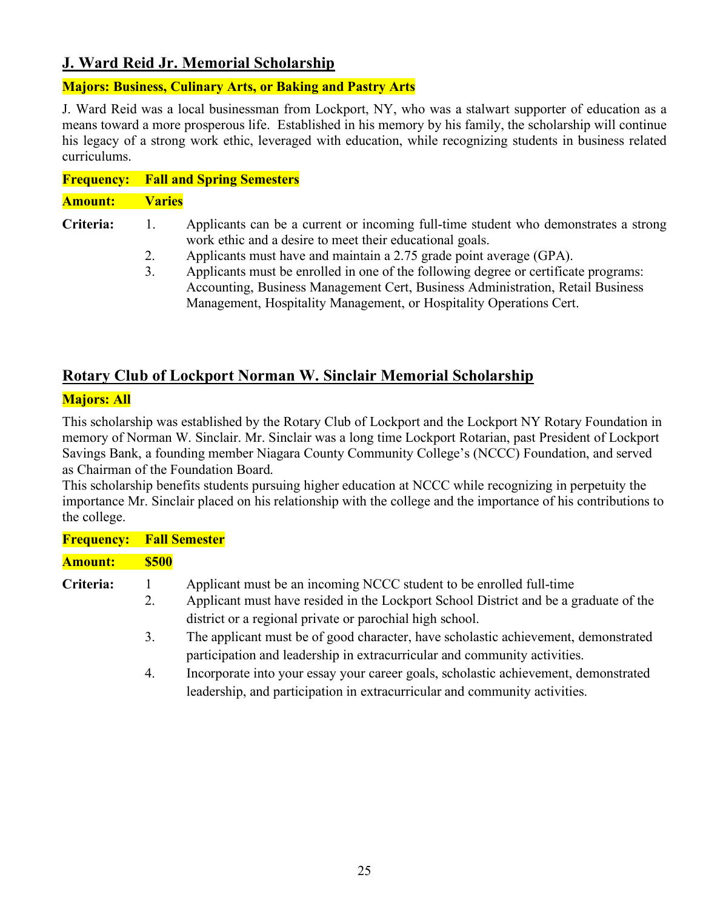## J. Ward Reid Jr. Memorial Scholarship

**Majors: Business, Culinary Arts, or Baking and Pastry Arts**

J. Ward Reid was a local businessman from Lockport, NY, who was a stalwart supporter of education as a means toward a more prosperous life. Established in his memory by his family, the scholarship will continue his legacy of a strong work ethic, leveraged with education, while recognizing students in business related curriculums.

**Frequency: Fall and Spring Semesters**

**Amount: Varies**

**Criteria:**

1. Applicants can be a current or incoming full-time student who demonstrates a strong work ethic and a desire to meet their educational goals.
2. Applicants must have and maintain a 2.75 grade point average (GPA).
3. Applicants must be enrolled in one of the following degree or certificate programs: Accounting, Business Management Cert, Business Administration, Retail Business Management, Hospitality Management, or Hospitality Operations Cert.

## Rotary Club of Lockport Norman W. Sinclair Memorial Scholarship

**Majors: All**

This scholarship was established by the Rotary Club of Lockport and the Lockport NY Rotary Foundation in memory of Norman W. Sinclair. Mr. Sinclair was a long time Lockport Rotarian, past President of Lockport Savings Bank, a founding member Niagara County Community College's (NCCC) Foundation, and served as Chairman of the Foundation Board.
This scholarship benefits students pursuing higher education at NCCC while recognizing in perpetuity the importance Mr. Sinclair placed on his relationship with the college and the importance of his contributions to the college.

**Frequency: Fall Semester**

**Amount: $500**

**Criteria:**

1. Applicant must be an incoming NCCC student to be enrolled full-time
2. Applicant must have resided in the Lockport School District and be a graduate of the district or a regional private or parochial high school.
3. The applicant must be of good character, have scholastic achievement, demonstrated participation and leadership in extracurricular and community activities.
4. Incorporate into your essay your career goals, scholastic achievement, demonstrated leadership, and participation in extracurricular and community activities.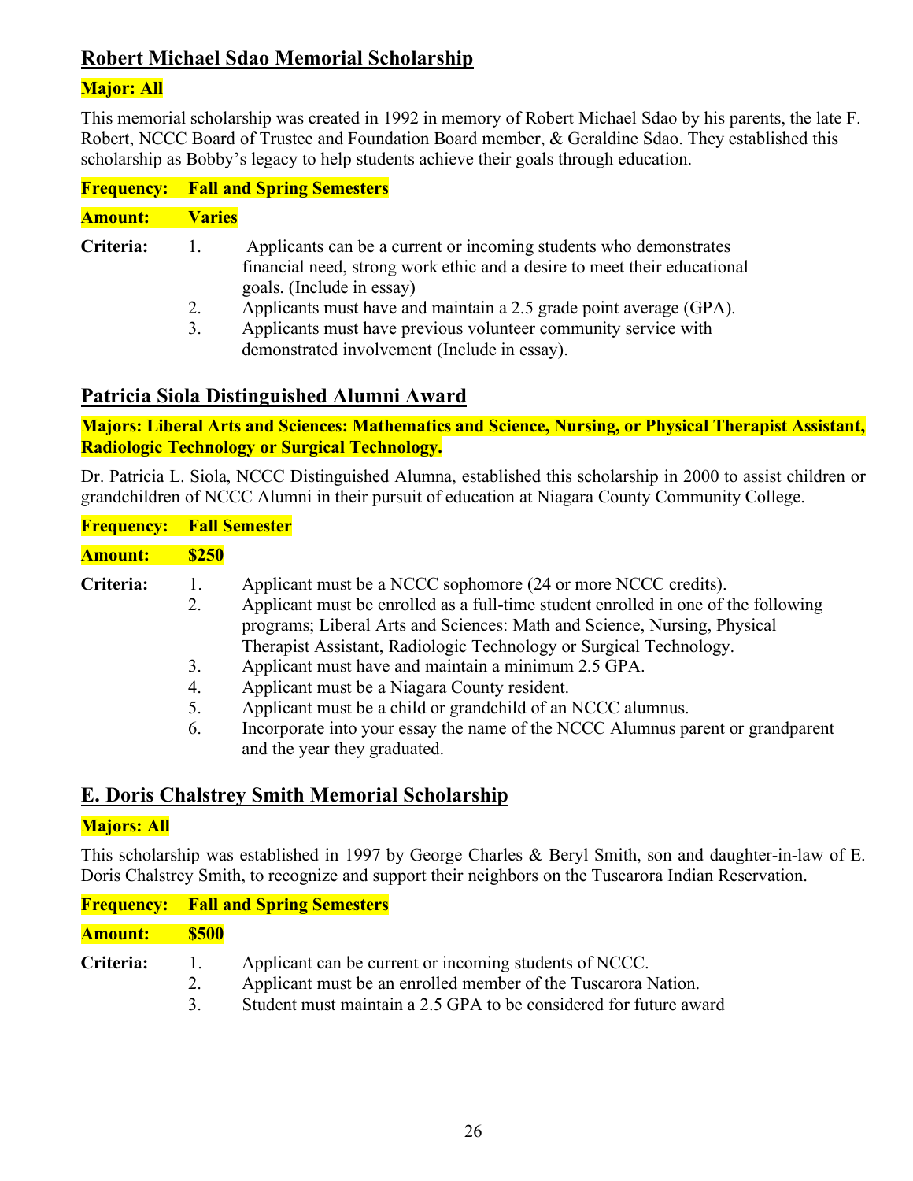## Robert Michael Sdao Memorial Scholarship

**Major: All**

This memorial scholarship was created in 1992 in memory of Robert Michael Sdao by his parents, the late F. Robert, NCCC Board of Trustee and Foundation Board member, & Geraldine Sdao. They established this scholarship as Bobby's legacy to help students achieve their goals through education.

**Frequency: Fall and Spring Semesters**

**Amount: Varies**

**Criteria:**

1. Applicants can be a current or incoming students who demonstrates financial need, strong work ethic and a desire to meet their educational goals. (Include in essay)
2. Applicants must have and maintain a 2.5 grade point average (GPA).
3. Applicants must have previous volunteer community service with demonstrated involvement (Include in essay).

## Patricia Siola Distinguished Alumni Award

**Majors: Liberal Arts and Sciences: Mathematics and Science, Nursing, or Physical Therapist Assistant, Radiologic Technology or Surgical Technology.**

Dr. Patricia L. Siola, NCCC Distinguished Alumna, established this scholarship in 2000 to assist children or grandchildren of NCCC Alumni in their pursuit of education at Niagara County Community College.

**Frequency: Fall Semester**

**Amount: $250**

**Criteria:**

1. Applicant must be a NCCC sophomore (24 or more NCCC credits).
2. Applicant must be enrolled as a full-time student enrolled in one of the following programs; Liberal Arts and Sciences: Math and Science, Nursing, Physical Therapist Assistant, Radiologic Technology or Surgical Technology.
3. Applicant must have and maintain a minimum 2.5 GPA.
4. Applicant must be a Niagara County resident.
5. Applicant must be a child or grandchild of an NCCC alumnus.
6. Incorporate into your essay the name of the NCCC Alumnus parent or grandparent and the year they graduated.

## E. Doris Chalstrey Smith Memorial Scholarship

**Majors: All**

This scholarship was established in 1997 by George Charles & Beryl Smith, son and daughter-in-law of E. Doris Chalstrey Smith, to recognize and support their neighbors on the Tuscarora Indian Reservation.

**Frequency: Fall and Spring Semesters**

**Amount: $500**

**Criteria:**

1. Applicant can be current or incoming students of NCCC.
2. Applicant must be an enrolled member of the Tuscarora Nation.
3. Student must maintain a 2.5 GPA to be considered for future award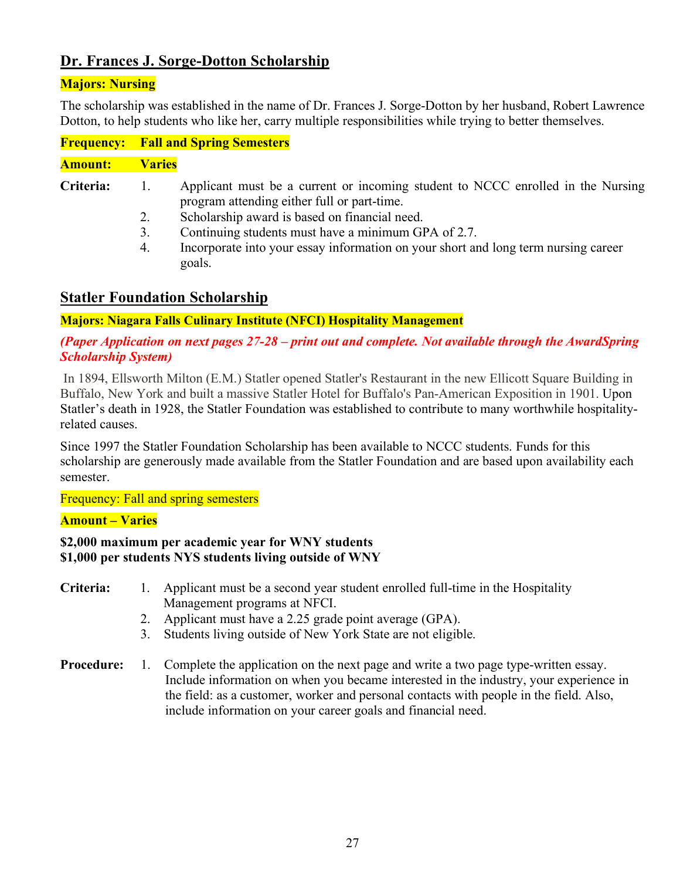## Dr. Frances J. Sorge-Dotton Scholarship

**Majors: Nursing**

The scholarship was established in the name of Dr. Frances J. Sorge-Dotton by her husband, Robert Lawrence Dotton, to help students who like her, carry multiple responsibilities while trying to better themselves.

**Frequency: Fall and Spring Semesters**

**Amount: Varies**

**Criteria:**

1. Applicant must be a current or incoming student to NCCC enrolled in the Nursing program attending either full or part-time.
2. Scholarship award is based on financial need.
3. Continuing students must have a minimum GPA of 2.7.
4. Incorporate into your essay information on your short and long term nursing career goals.

## Statler Foundation Scholarship

**Majors: Niagara Falls Culinary Institute (NFCI) Hospitality Management**

***(Paper Application on next pages 27-28 – print out and complete. Not available through the AwardSpring Scholarship System)***

In 1894, Ellsworth Milton (E.M.) Statler opened Statler's Restaurant in the new Ellicott Square Building in Buffalo, New York and built a massive Statler Hotel for Buffalo's Pan-American Exposition in 1901. Upon Statler's death in 1928, the Statler Foundation was established to contribute to many worthwhile hospitality-related causes.

Since 1997 the Statler Foundation Scholarship has been available to NCCC students. Funds for this scholarship are generously made available from the Statler Foundation and are based upon availability each semester.

Frequency: Fall and spring semesters

**Amount – Varies**

**$2,000 maximum per academic year for WNY students**
**$1,000 per students NYS students living outside of WNY**

**Criteria:**

1. Applicant must be a second year student enrolled full-time in the Hospitality Management programs at NFCI.
2. Applicant must have a 2.25 grade point average (GPA).
3. Students living outside of New York State are not eligible.

**Procedure:**

1. Complete the application on the next page and write a two page type-written essay. Include information on when you became interested in the industry, your experience in the field: as a customer, worker and personal contacts with people in the field. Also, include information on your career goals and financial need.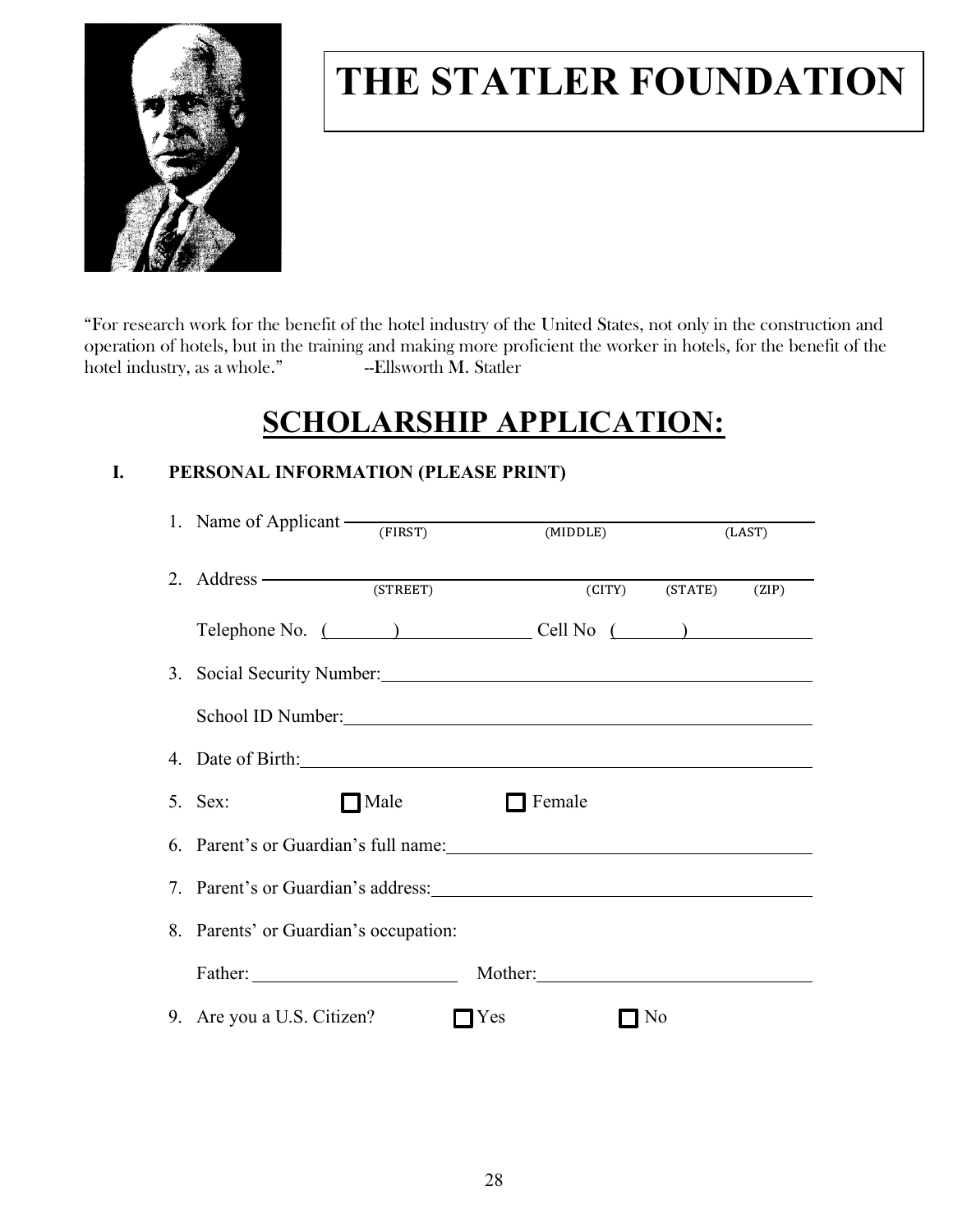# THE STATLER FOUNDATION

"For research work for the benefit of the hotel industry of the United States, not only in the construction and operation of hotels, but in the training and making more proficient the worker in hotels, for the benefit of the hotel industry, as a whole." --Ellsworth M. Statler

## SCHOLARSHIP APPLICATION:

### I. PERSONAL INFORMATION (PLEASE PRINT)

1. Name of Applicant ______________________________________________
   (FIRST) (MIDDLE) (LAST)

2. Address ______________________________________________
   (STREET) (CITY) (STATE) (ZIP)

   Telephone No. (        ) ____________ Cell No (        ) ____________

3. Social Security Number: ______________________________________________

   School ID Number: ______________________________________________

4. Date of Birth: ______________________________________________

5. Sex: ☐ Male ☐ Female

6. Parent's or Guardian's full name: ______________________________________________

7. Parent's or Guardian's address: ______________________________________________

8. Parents' or Guardian's occupation:

   Father: ____________________ Mother: ____________________

9. Are you a U.S. Citizen? ☐ Yes ☐ No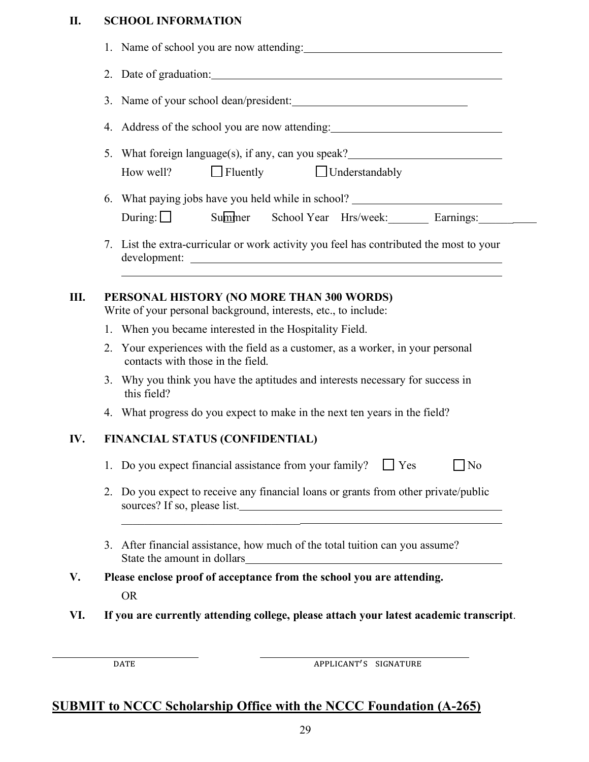## II. SCHOOL INFORMATION

1. Name of school you are now attending: ______________________________
2. Date of graduation: ______________________________
3. Name of your school dean/president: ______________________________
4. Address of the school you are now attending: ______________________________
5. What foreign language(s), if any, can you speak? ______________________________

   How well? ☐ Fluently ☐ Understandably

6. What paying jobs have you held while in school? ______________________________

   During: ☐ Summer ☐ School Year Hrs/week: ________ Earnings: ________

7. List the extra-curricular or work activity you feel has contributed the most to your development: ______________________________

   ______________________________

## III. PERSONAL HISTORY (NO MORE THAN 300 WORDS)

Write of your personal background, interests, etc., to include:

1. When you became interested in the Hospitality Field.
2. Your experiences with the field as a customer, as a worker, in your personal contacts with those in the field.
3. Why you think you have the aptitudes and interests necessary for success in this field?
4. What progress do you expect to make in the next ten years in the field?

## IV. FINANCIAL STATUS (CONFIDENTIAL)

1. Do you expect financial assistance from your family? ☐ Yes ☐ No
2. Do you expect to receive any financial loans or grants from other private/public sources? If so, please list. ______________________________

   ______________________________

3. After financial assistance, how much of the total tuition can you assume? State the amount in dollars ______________________________

## V. Please enclose proof of acceptance from the school you are attending.

OR

## VI. If you are currently attending college, please attach your latest academic transcript.

______________________________ ______________________________
DATE APPLICANT'S SIGNATURE

**SUBMIT to NCCC Scholarship Office with the NCCC Foundation (A-265)**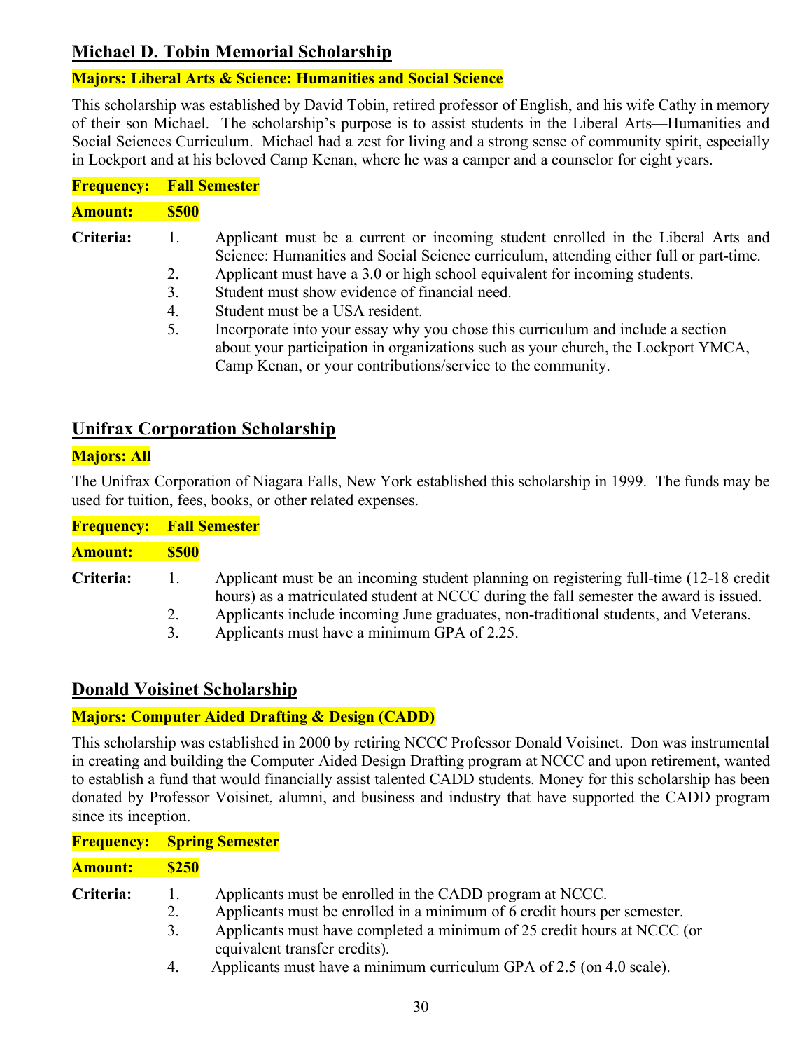## Michael D. Tobin Memorial Scholarship

**Majors: Liberal Arts & Science: Humanities and Social Science**

This scholarship was established by David Tobin, retired professor of English, and his wife Cathy in memory of their son Michael. The scholarship's purpose is to assist students in the Liberal Arts—Humanities and Social Sciences Curriculum. Michael had a zest for living and a strong sense of community spirit, especially in Lockport and at his beloved Camp Kenan, where he was a camper and a counselor for eight years.

**Frequency:** **Fall Semester**

**Amount:** **$500**

**Criteria:**

1. Applicant must be a current or incoming student enrolled in the Liberal Arts and Science: Humanities and Social Science curriculum, attending either full or part-time.
2. Applicant must have a 3.0 or high school equivalent for incoming students.
3. Student must show evidence of financial need.
4. Student must be a USA resident.
5. Incorporate into your essay why you chose this curriculum and include a section about your participation in organizations such as your church, the Lockport YMCA, Camp Kenan, or your contributions/service to the community.

## Unifrax Corporation Scholarship

**Majors: All**

The Unifrax Corporation of Niagara Falls, New York established this scholarship in 1999. The funds may be used for tuition, fees, books, or other related expenses.

**Frequency:** **Fall Semester**

**Amount:** **$500**

**Criteria:**

1. Applicant must be an incoming student planning on registering full-time (12-18 credit hours) as a matriculated student at NCCC during the fall semester the award is issued.
2. Applicants include incoming June graduates, non-traditional students, and Veterans.
3. Applicants must have a minimum GPA of 2.25.

## Donald Voisinet Scholarship

**Majors: Computer Aided Drafting & Design (CADD)**

This scholarship was established in 2000 by retiring NCCC Professor Donald Voisinet. Don was instrumental in creating and building the Computer Aided Design Drafting program at NCCC and upon retirement, wanted to establish a fund that would financially assist talented CADD students. Money for this scholarship has been donated by Professor Voisinet, alumni, and business and industry that have supported the CADD program since its inception.

**Frequency:** **Spring Semester**

**Amount:** **$250**

**Criteria:**

1. Applicants must be enrolled in the CADD program at NCCC.
2. Applicants must be enrolled in a minimum of 6 credit hours per semester.
3. Applicants must have completed a minimum of 25 credit hours at NCCC (or equivalent transfer credits).
4. Applicants must have a minimum curriculum GPA of 2.5 (on 4.0 scale).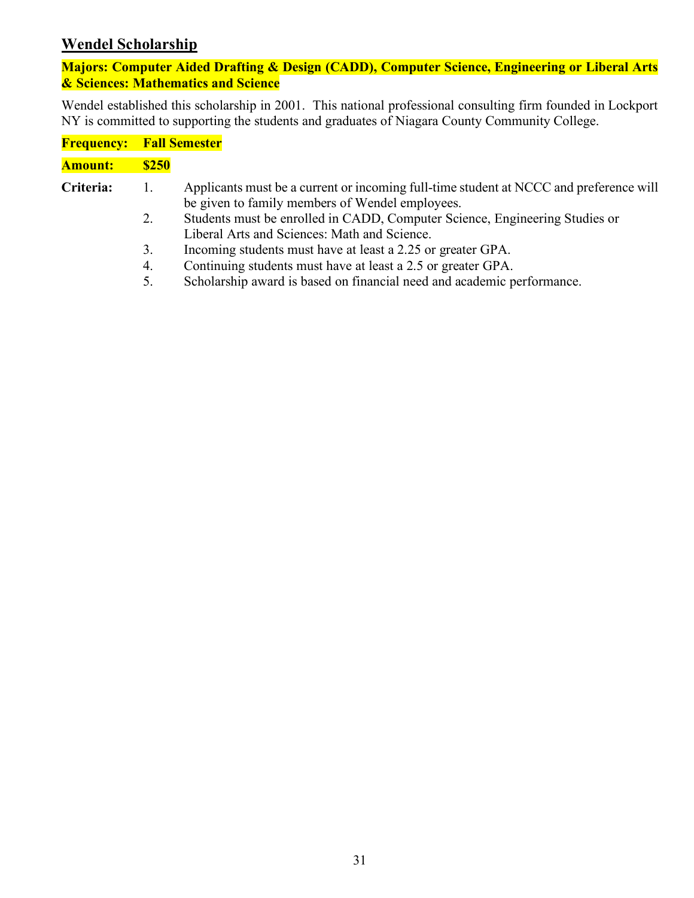## Wendel Scholarship

**Majors: Computer Aided Drafting & Design (CADD), Computer Science, Engineering or Liberal Arts & Sciences: Mathematics and Science**

Wendel established this scholarship in 2001. This national professional consulting firm founded in Lockport NY is committed to supporting the students and graduates of Niagara County Community College.

**Frequency: Fall Semester**

**Amount: $250**

**Criteria:**

1. Applicants must be a current or incoming full-time student at NCCC and preference will be given to family members of Wendel employees.
2. Students must be enrolled in CADD, Computer Science, Engineering Studies or Liberal Arts and Sciences: Math and Science.
3. Incoming students must have at least a 2.25 or greater GPA.
4. Continuing students must have at least a 2.5 or greater GPA.
5. Scholarship award is based on financial need and academic performance.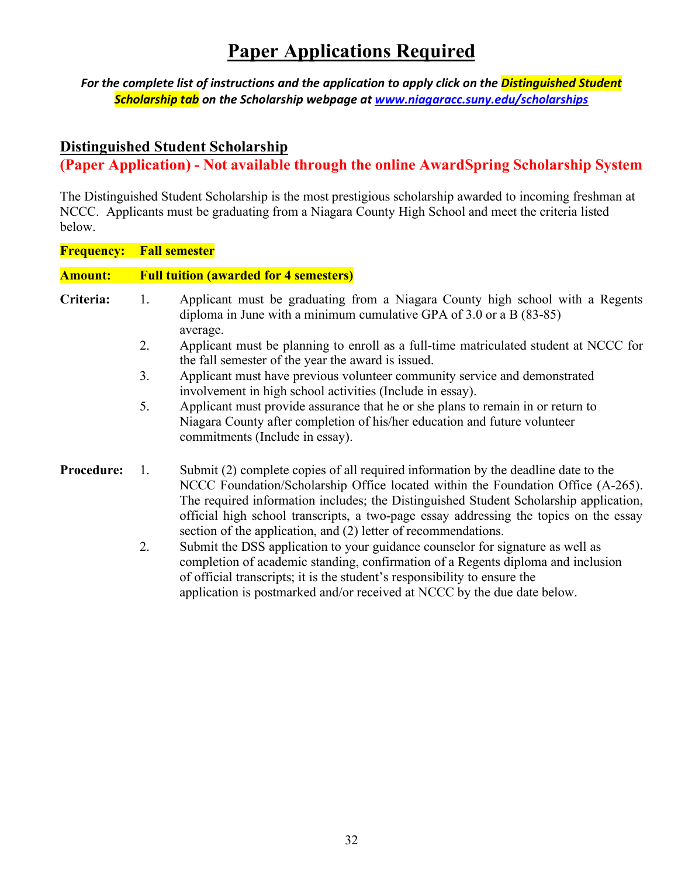# Paper Applications Required

***For the complete list of instructions and the application to apply click on the Distinguished Student Scholarship tab on the Scholarship webpage at [www.niagaracc.suny.edu/scholarships](http://www.niagaracc.suny.edu/scholarships)***

## Distinguished Student Scholarship

**(Paper Application) - Not available through the online AwardSpring Scholarship System**

The Distinguished Student Scholarship is the most prestigious scholarship awarded to incoming freshman at NCCC. Applicants must be graduating from a Niagara County High School and meet the criteria listed below.

**Frequency:** **Fall semester**

**Amount:** **Full tuition (awarded for 4 semesters)**

**Criteria:**

1. Applicant must be graduating from a Niagara County high school with a Regents diploma in June with a minimum cumulative GPA of 3.0 or a B (83-85) average.
2. Applicant must be planning to enroll as a full-time matriculated student at NCCC for the fall semester of the year the award is issued.
3. Applicant must have previous volunteer community service and demonstrated involvement in high school activities (Include in essay).

5. Applicant must provide assurance that he or she plans to remain in or return to Niagara County after completion of his/her education and future volunteer commitments (Include in essay).

**Procedure:**

1. Submit (2) complete copies of all required information by the deadline date to the NCCC Foundation/Scholarship Office located within the Foundation Office (A-265). The required information includes; the Distinguished Student Scholarship application, official high school transcripts, a two-page essay addressing the topics on the essay section of the application, and (2) letter of recommendations.
2. Submit the DSS application to your guidance counselor for signature as well as completion of academic standing, confirmation of a Regents diploma and inclusion of official transcripts; it is the student's responsibility to ensure the application is postmarked and/or received at NCCC by the due date below.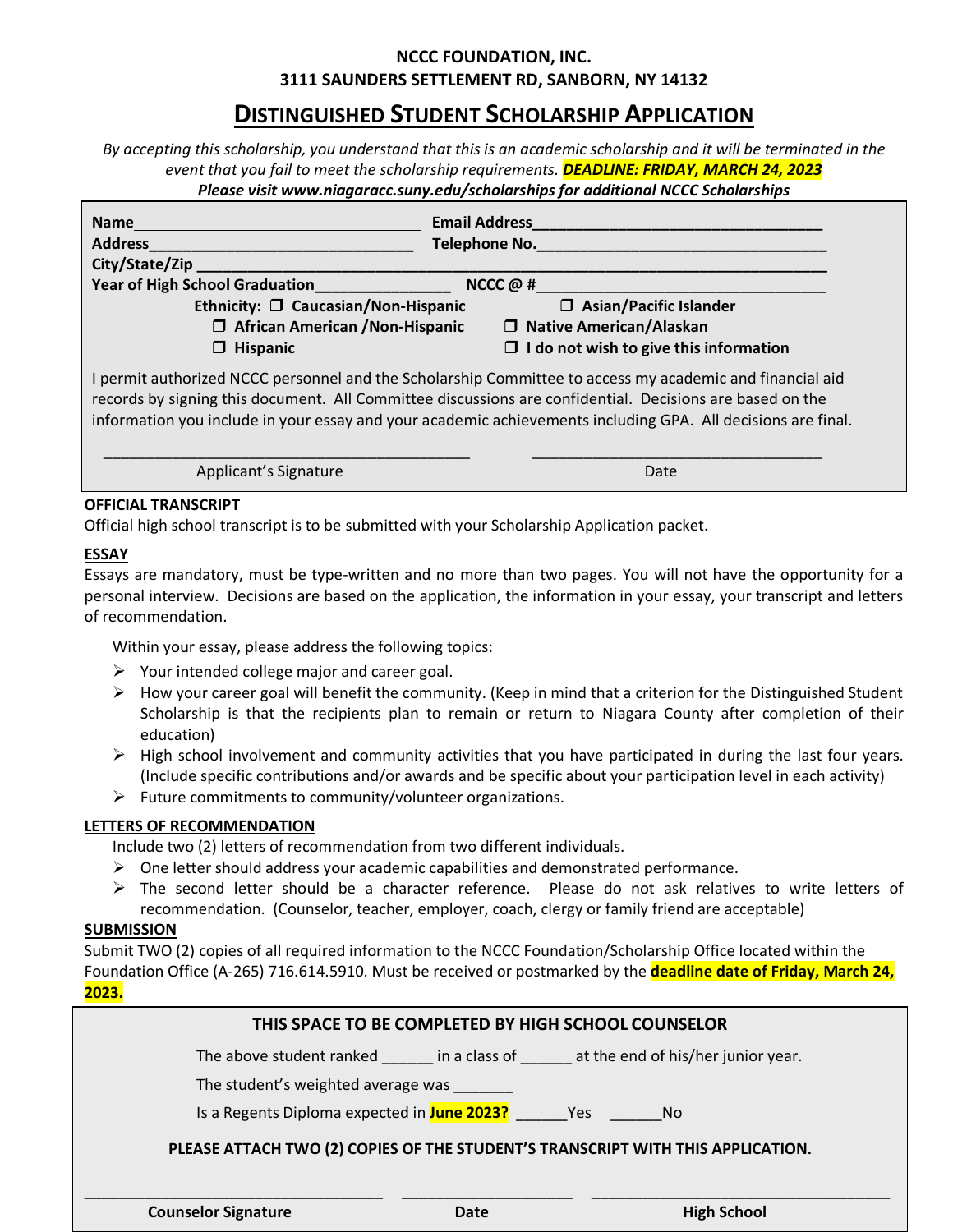**NCCC FOUNDATION, INC.**
**3111 SAUNDERS SETTLEMENT RD, SANBORN, NY 14132**

# DISTINGUISHED STUDENT SCHOLARSHIP APPLICATION

*By accepting this scholarship, you understand that this is an academic scholarship and it will be terminated in the event that you fail to meet the scholarship requirements.* ***DEADLINE: FRIDAY, MARCH 24, 2023***
***Please visit www.niagaracc.suny.edu/scholarships for additional NCCC Scholarships***

**Name**________________________________ **Email Address**________________________________
**Address**______________________________ **Telephone No.**________________________________
**City/State/Zip** ________________________________________________________________________
**Year of High School Graduation**_______________ **NCCC @ #**________________________________

**Ethnicity:** ❐ **Caucasian/Non-Hispanic** ❐ **Asian/Pacific Islander**
❐ **African American /Non-Hispanic** ❐ **Native American/Alaskan**
❐ **Hispanic** ❐ **I do not wish to give this information**

I permit authorized NCCC personnel and the Scholarship Committee to access my academic and financial aid records by signing this document. All Committee discussions are confidential. Decisions are based on the information you include in your essay and your academic achievements including GPA. All decisions are final.

________________________________________ ________________________________
Applicant's Signature Date

**OFFICIAL TRANSCRIPT**

Official high school transcript is to be submitted with your Scholarship Application packet.

**ESSAY**

Essays are mandatory, must be type-written and no more than two pages. You will not have the opportunity for a personal interview. Decisions are based on the application, the information in your essay, your transcript and letters of recommendation.

Within your essay, please address the following topics:

- Your intended college major and career goal.
- How your career goal will benefit the community. (Keep in mind that a criterion for the Distinguished Student Scholarship is that the recipients plan to remain or return to Niagara County after completion of their education)
- High school involvement and community activities that you have participated in during the last four years. (Include specific contributions and/or awards and be specific about your participation level in each activity)
- Future commitments to community/volunteer organizations.

**LETTERS OF RECOMMENDATION**

Include two (2) letters of recommendation from two different individuals.

- One letter should address your academic capabilities and demonstrated performance.
- The second letter should be a character reference. Please do not ask relatives to write letters of recommendation. (Counselor, teacher, employer, coach, clergy or family friend are acceptable)

**SUBMISSION**

Submit TWO (2) copies of all required information to the NCCC Foundation/Scholarship Office located within the Foundation Office (A-265) 716.614.5910. Must be received or postmarked by the **deadline date of Friday, March 24, 2023.**

**THIS SPACE TO BE COMPLETED BY HIGH SCHOOL COUNSELOR**

The above student ranked ______ in a class of ______ at the end of his/her junior year.

The student's weighted average was _______

Is a Regents Diploma expected in **June 2023?** ______Yes ______No

**PLEASE ATTACH TWO (2) COPIES OF THE STUDENT'S TRANSCRIPT WITH THIS APPLICATION.**

________________________________ ____________________ ________________________________
**Counselor Signature** **Date** **High School**